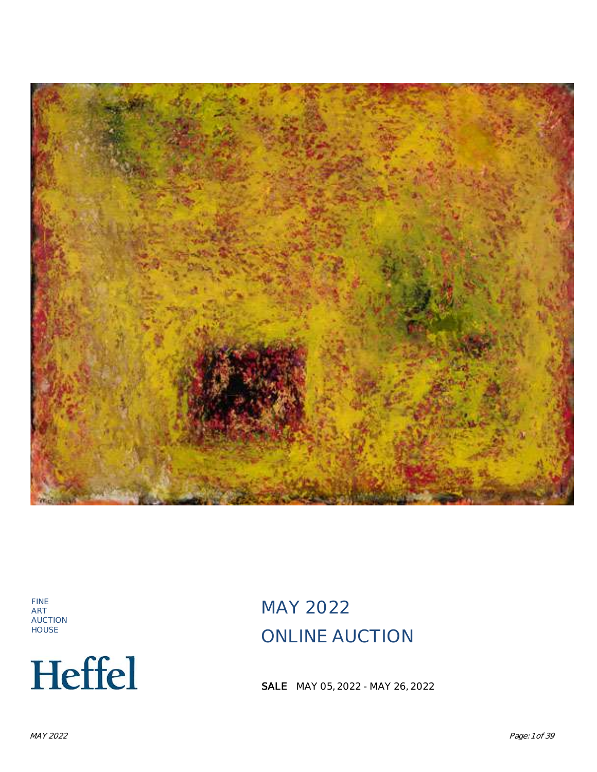FINE
ART
AUCTION
HOUSE

# Heffel

# MAY 2022
# ONLINE AUCTION

**SALE** MAY 05, 2022 - MAY 26, 2022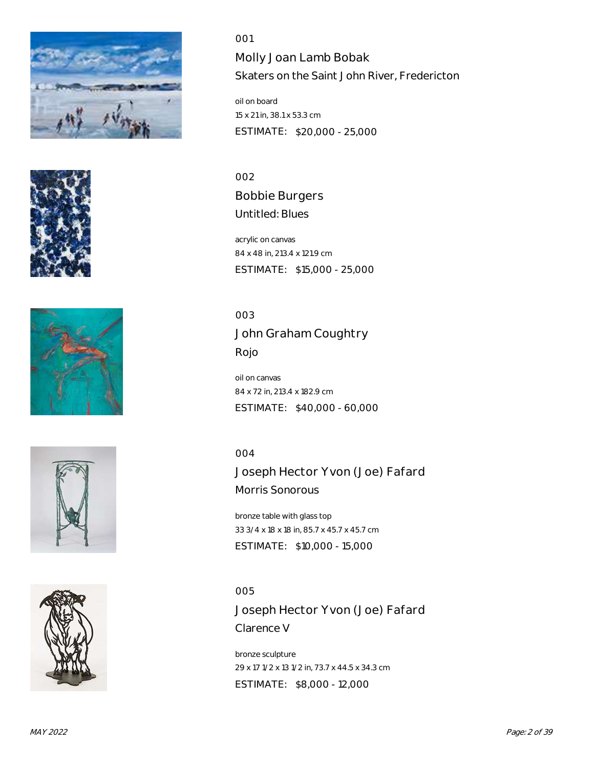001

## Molly Joan Lamb Bobak

### Skaters on the Saint John River, Fredericton

oil on board
15 x 21 in, 38.1 x 53.3 cm
ESTIMATE: $20,000 - 25,000

002

## Bobbie Burgers

### Untitled: Blues

acrylic on canvas
84 x 48 in, 213.4 x 121.9 cm
ESTIMATE: $15,000 - 25,000

003

## John Graham Coughtry

### Rojo

oil on canvas
84 x 72 in, 213.4 x 182.9 cm
ESTIMATE: $40,000 - 60,000

004

## Joseph Hector Yvon (Joe) Fafard

### Morris Sonorous

bronze table with glass top
33 3/4 x 18 x 18 in, 85.7 x 45.7 x 45.7 cm
ESTIMATE: $10,000 - 15,000

005

## Joseph Hector Yvon (Joe) Fafard

### Clarence V

bronze sculpture
29 x 17 1/2 x 13 1/2 in, 73.7 x 44.5 x 34.3 cm
ESTIMATE: $8,000 - 12,000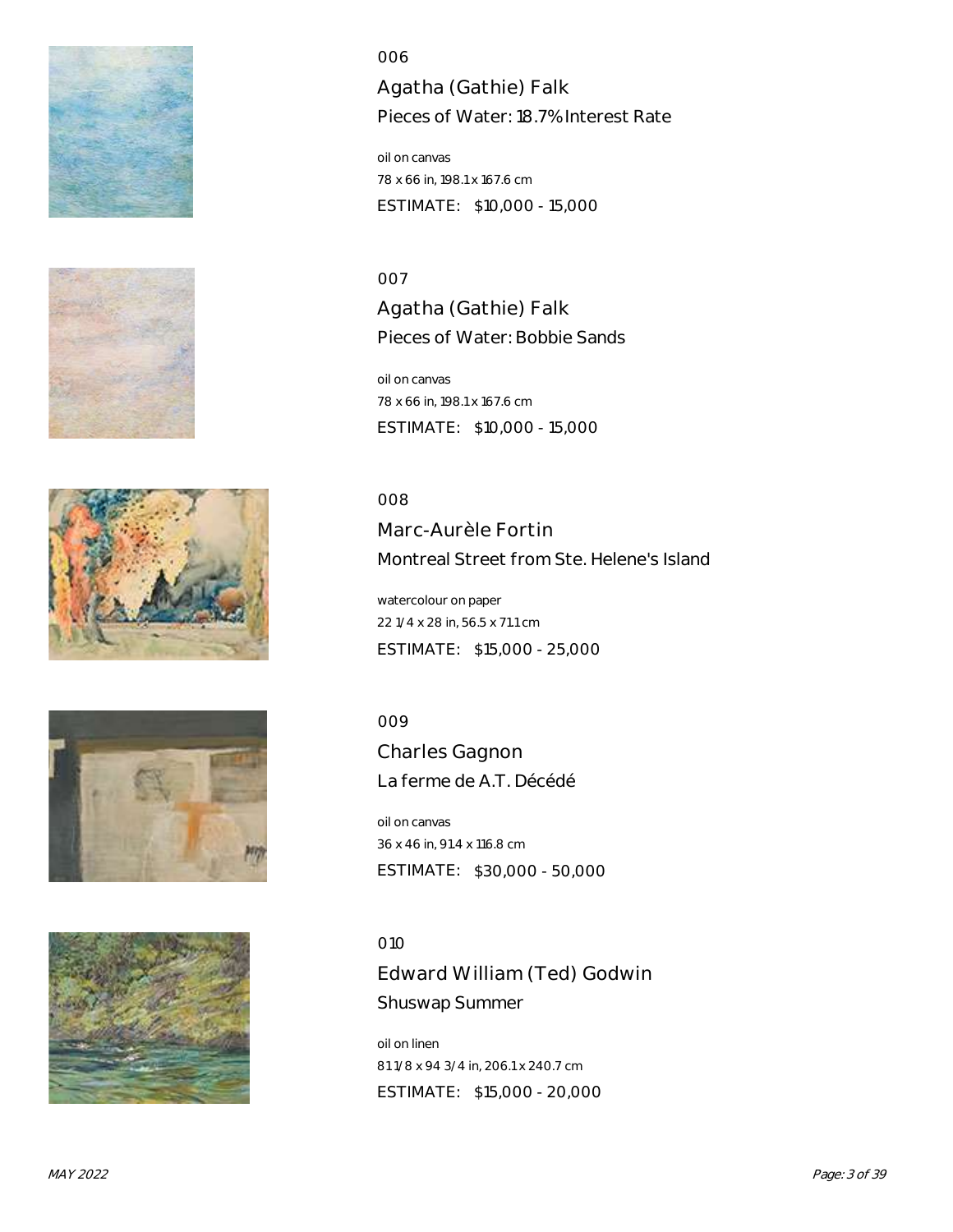006

## Agatha (Gathie) Falk

### Pieces of Water: 18.7% Interest Rate

oil on canvas
78 x 66 in, 198.1 x 167.6 cm
ESTIMATE: $10,000 - 15,000

007

## Agatha (Gathie) Falk

### Pieces of Water: Bobbie Sands

oil on canvas
78 x 66 in, 198.1 x 167.6 cm
ESTIMATE: $10,000 - 15,000

008

## Marc-Aurèle Fortin

### Montreal Street from Ste. Helene's Island

watercolour on paper
22 1/4 x 28 in, 56.5 x 71.1 cm
ESTIMATE: $15,000 - 25,000

009

## Charles Gagnon

### La ferme de A.T. Décédé

oil on canvas
36 x 46 in, 91.4 x 116.8 cm
ESTIMATE: $30,000 - 50,000

010

## Edward William (Ted) Godwin

### Shuswap Summer

oil on linen
81 1/8 x 94 3/4 in, 206.1 x 240.7 cm
ESTIMATE: $15,000 - 20,000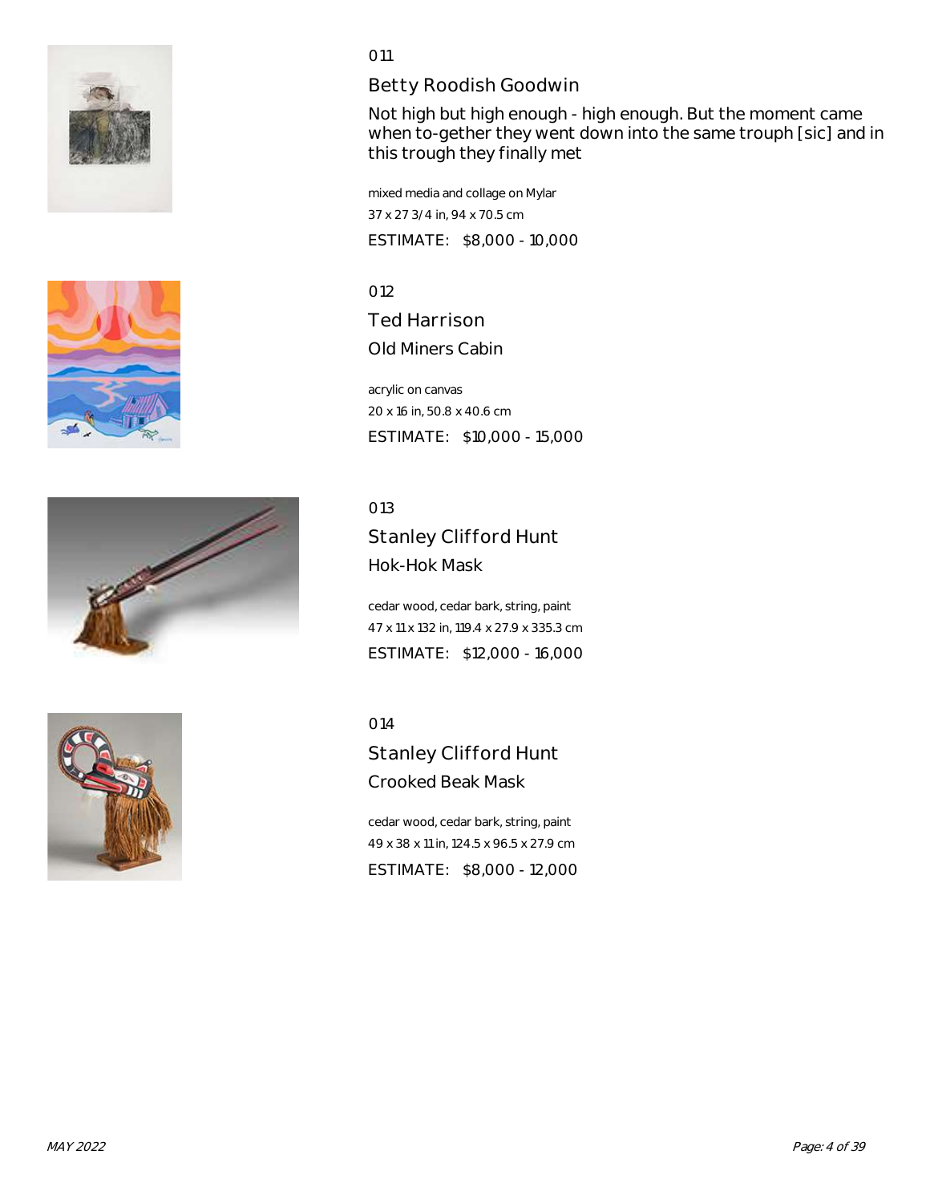011

## Betty Roodish Goodwin

Not high but high enough - high enough. But the moment came when to-gether they went down into the same trouph [sic] and in this trough they finally met

mixed media and collage on Mylar

37 x 27 3/4 in, 94 x 70.5 cm

ESTIMATE: $8,000 - 10,000

012

## Ted Harrison

Old Miners Cabin

acrylic on canvas

20 x 16 in, 50.8 x 40.6 cm

ESTIMATE: $10,000 - 15,000

013

## Stanley Clifford Hunt

Hok-Hok Mask

cedar wood, cedar bark, string, paint

47 x 11 x 132 in, 119.4 x 27.9 x 335.3 cm

ESTIMATE: $12,000 - 16,000

014

## Stanley Clifford Hunt

Crooked Beak Mask

cedar wood, cedar bark, string, paint

49 x 38 x 11 in, 124.5 x 96.5 x 27.9 cm

ESTIMATE: $8,000 - 12,000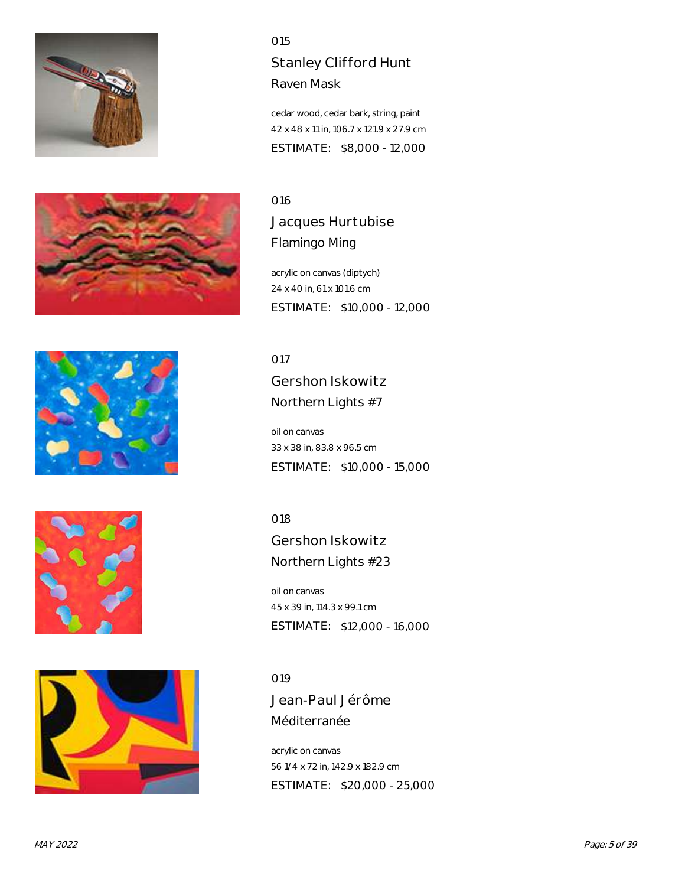015

## Stanley Clifford Hunt

### Raven Mask

cedar wood, cedar bark, string, paint
42 x 48 x 11 in, 106.7 x 121.9 x 27.9 cm
ESTIMATE: $8,000 - 12,000

016

## Jacques Hurtubise

### Flamingo Ming

acrylic on canvas (diptych)
24 x 40 in, 61 x 101.6 cm
ESTIMATE: $10,000 - 12,000

017

## Gershon Iskowitz

### Northern Lights #7

oil on canvas
33 x 38 in, 83.8 x 96.5 cm
ESTIMATE: $10,000 - 15,000

018

## Gershon Iskowitz

### Northern Lights #23

oil on canvas
45 x 39 in, 114.3 x 99.1 cm
ESTIMATE: $12,000 - 16,000

019

## Jean-Paul Jérôme

### Méditerranée

acrylic on canvas
56 1/4 x 72 in, 142.9 x 182.9 cm
ESTIMATE: $20,000 - 25,000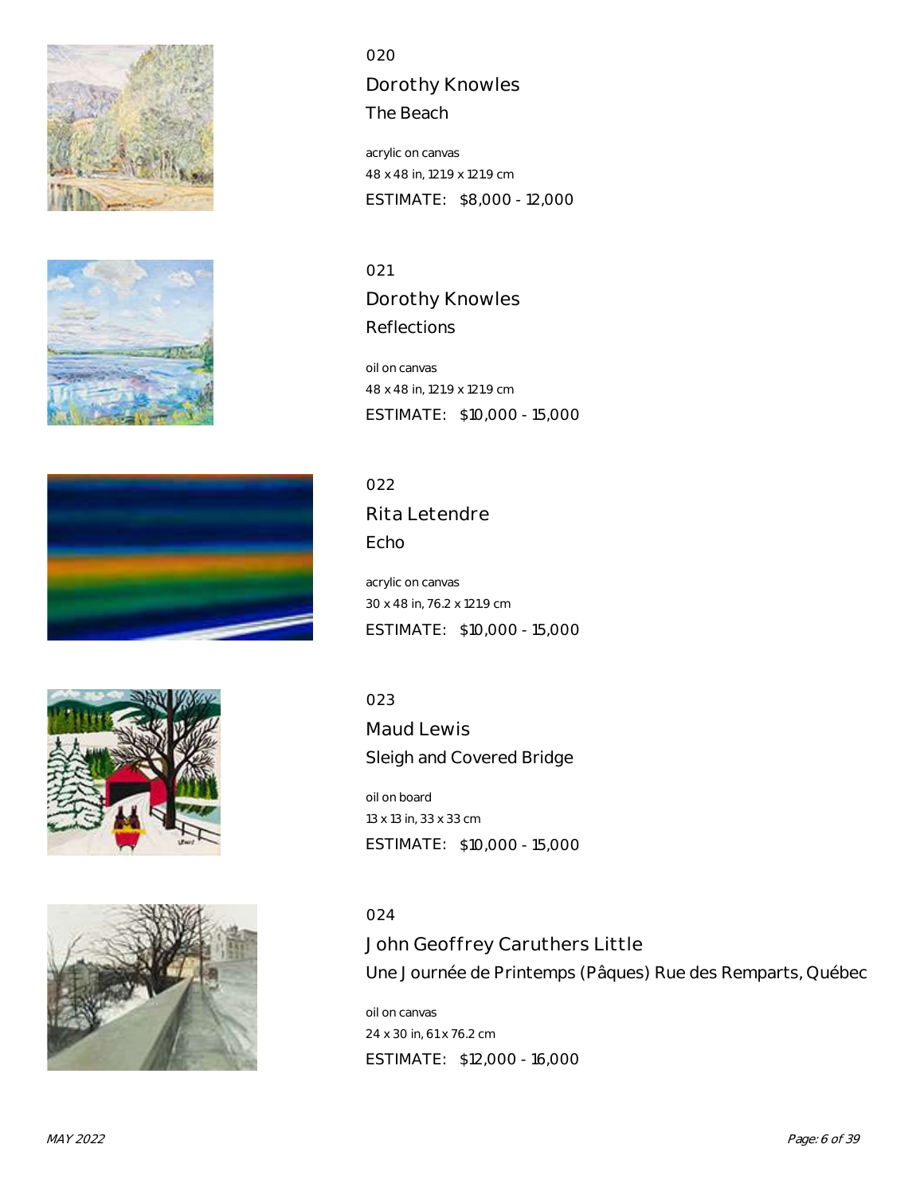020

## Dorothy Knowles

### The Beach

acrylic on canvas
48 x 48 in, 121.9 x 121.9 cm
ESTIMATE: $8,000 - 12,000

021

## Dorothy Knowles

### Reflections

oil on canvas
48 x 48 in, 121.9 x 121.9 cm
ESTIMATE: $10,000 - 15,000

022

## Rita Letendre

### Echo

acrylic on canvas
30 x 48 in, 76.2 x 121.9 cm
ESTIMATE: $10,000 - 15,000

023

## Maud Lewis

### Sleigh and Covered Bridge

oil on board
13 x 13 in, 33 x 33 cm
ESTIMATE: $10,000 - 15,000

024

## John Geoffrey Caruthers Little

### Une Journée de Printemps (Pâques) Rue des Remparts, Québec

oil on canvas
24 x 30 in, 61 x 76.2 cm
ESTIMATE: $12,000 - 16,000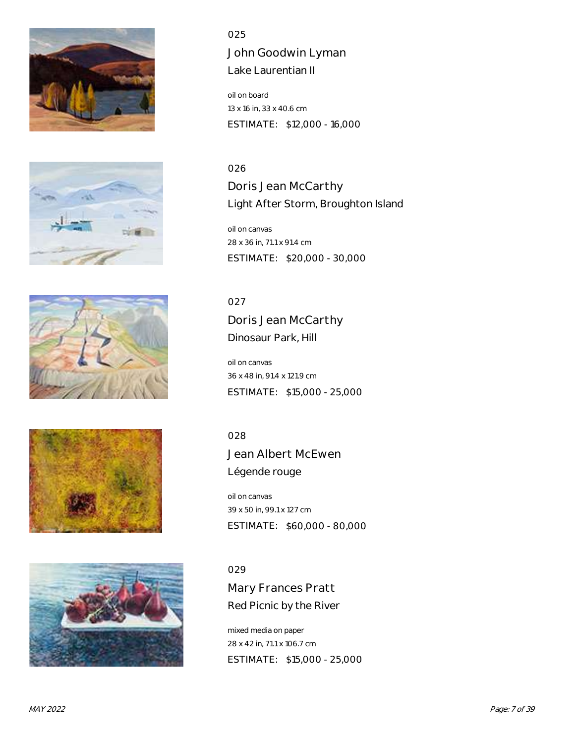025

## John Goodwin Lyman

### Lake Laurentian II

oil on board
13 x 16 in, 33 x 40.6 cm
ESTIMATE: $12,000 - 16,000

026

## Doris Jean McCarthy

### Light After Storm, Broughton Island

oil on canvas
28 x 36 in, 71.1 x 91.4 cm
ESTIMATE: $20,000 - 30,000

027

## Doris Jean McCarthy

### Dinosaur Park, Hill

oil on canvas
36 x 48 in, 91.4 x 121.9 cm
ESTIMATE: $15,000 - 25,000

028

## Jean Albert McEwen

### Légende rouge

oil on canvas
39 x 50 in, 99.1 x 127 cm
ESTIMATE: $60,000 - 80,000

029

## Mary Frances Pratt

### Red Picnic by the River

mixed media on paper
28 x 42 in, 71.1 x 106.7 cm
ESTIMATE: $15,000 - 25,000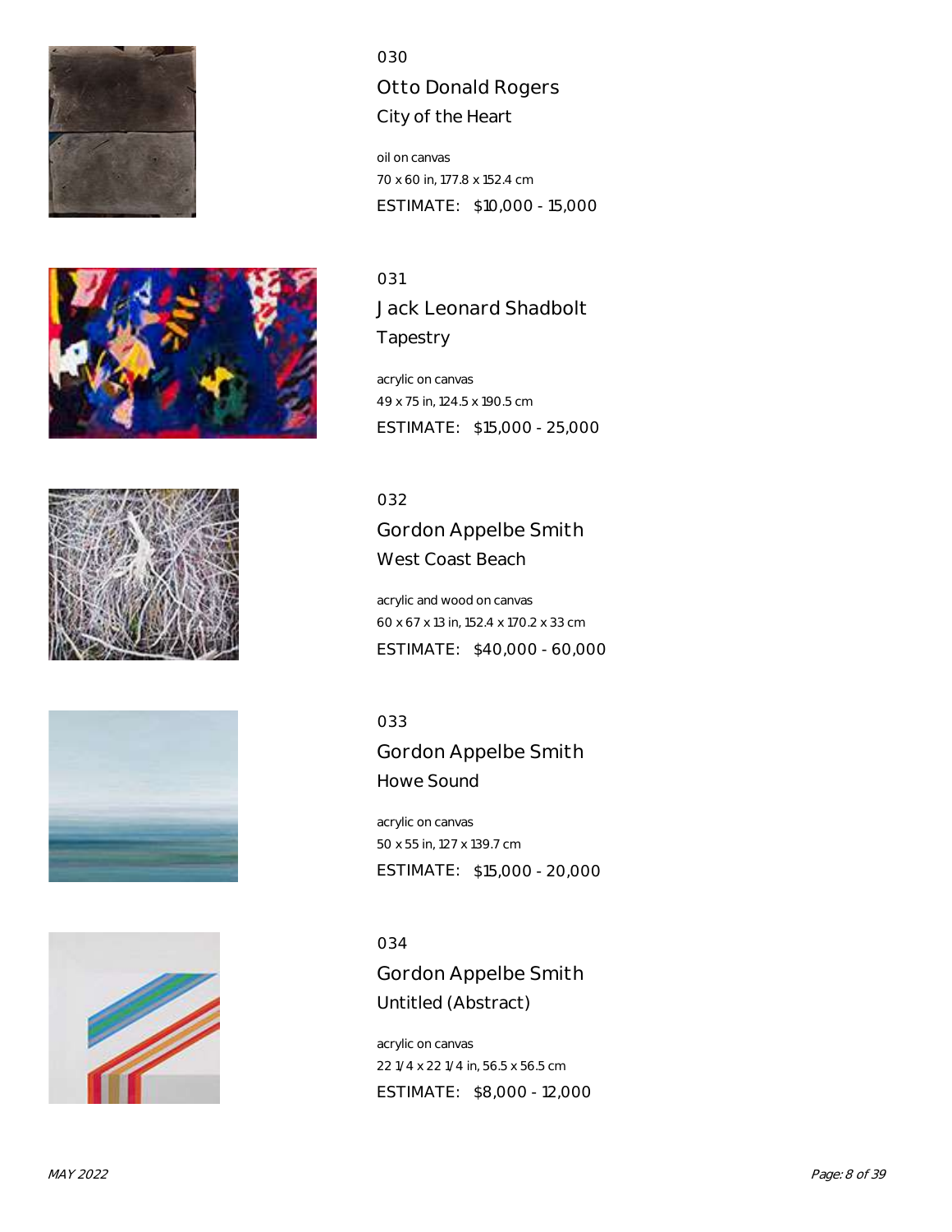030

## Otto Donald Rogers

### City of the Heart

oil on canvas
70 x 60 in, 177.8 x 152.4 cm
ESTIMATE: $10,000 - 15,000

031

## Jack Leonard Shadbolt

### Tapestry

acrylic on canvas
49 x 75 in, 124.5 x 190.5 cm
ESTIMATE: $15,000 - 25,000

032

## Gordon Appelbe Smith

### West Coast Beach

acrylic and wood on canvas
60 x 67 x 13 in, 152.4 x 170.2 x 33 cm
ESTIMATE: $40,000 - 60,000

033

## Gordon Appelbe Smith

### Howe Sound

acrylic on canvas
50 x 55 in, 127 x 139.7 cm
ESTIMATE: $15,000 - 20,000

034

## Gordon Appelbe Smith

### Untitled (Abstract)

acrylic on canvas
22 1/4 x 22 1/4 in, 56.5 x 56.5 cm
ESTIMATE: $8,000 - 12,000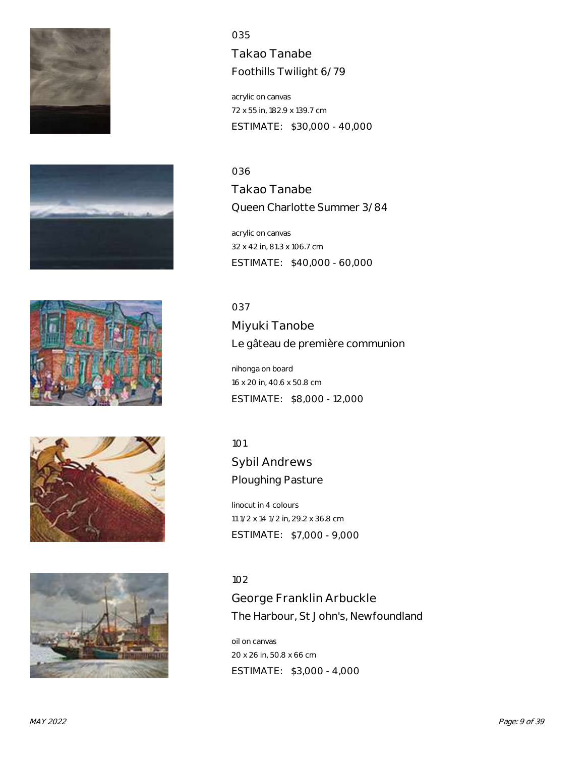035

**Takao Tanabe**

Foothills Twilight 6/79

acrylic on canvas
72 x 55 in, 182.9 x 139.7 cm
ESTIMATE: $30,000 - 40,000

036

**Takao Tanabe**

Queen Charlotte Summer 3/84

acrylic on canvas
32 x 42 in, 81.3 x 106.7 cm
ESTIMATE: $40,000 - 60,000

037

**Miyuki Tanobe**

Le gâteau de première communion

nihonga on board
16 x 20 in, 40.6 x 50.8 cm
ESTIMATE: $8,000 - 12,000

101

**Sybil Andrews**

Ploughing Pasture

linocut in 4 colours
11 1/2 x 14 1/2 in, 29.2 x 36.8 cm
ESTIMATE: $7,000 - 9,000

102

**George Franklin Arbuckle**

The Harbour, St John's, Newfoundland

oil on canvas
20 x 26 in, 50.8 x 66 cm
ESTIMATE: $3,000 - 4,000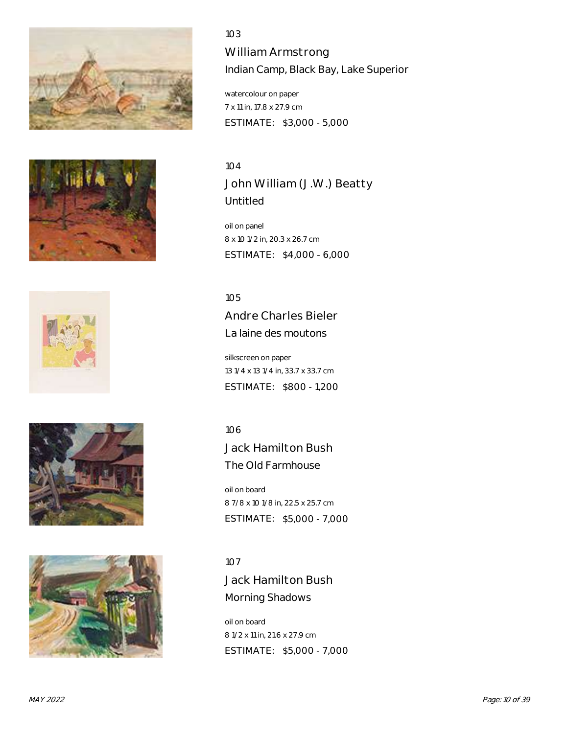103

## William Armstrong

### Indian Camp, Black Bay, Lake Superior

watercolour on paper
7 x 11 in, 17.8 x 27.9 cm

ESTIMATE: $3,000 - 5,000

104

## John William (J.W.) Beatty

### Untitled

oil on panel
8 x 10 1/2 in, 20.3 x 26.7 cm

ESTIMATE: $4,000 - 6,000

105

## Andre Charles Bieler

### La laine des moutons

silkscreen on paper
13 1/4 x 13 1/4 in, 33.7 x 33.7 cm

ESTIMATE: $800 - 1,200

106

## Jack Hamilton Bush

### The Old Farmhouse

oil on board
8 7/8 x 10 1/8 in, 22.5 x 25.7 cm

ESTIMATE: $5,000 - 7,000

107

## Jack Hamilton Bush

### Morning Shadows

oil on board
8 1/2 x 11 in, 21.6 x 27.9 cm

ESTIMATE: $5,000 - 7,000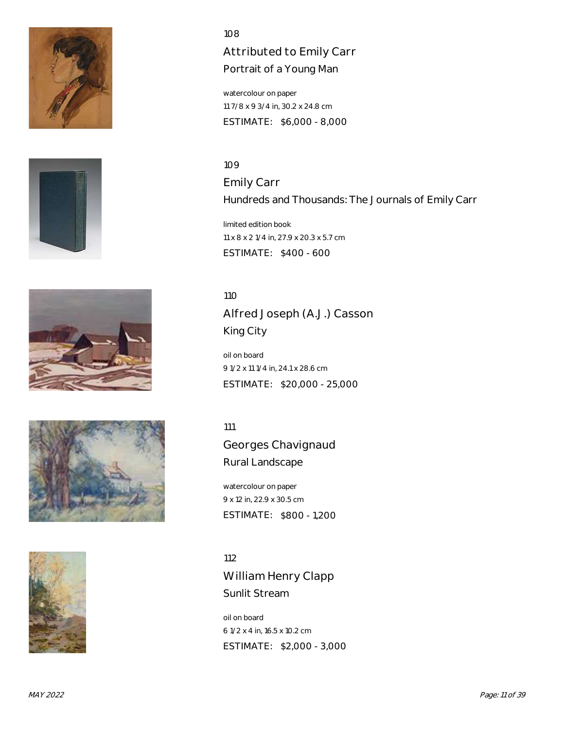108

## Attributed to Emily Carr

### Portrait of a Young Man

watercolour on paper
11 7/8 x 9 3/4 in, 30.2 x 24.8 cm
ESTIMATE: $6,000 - 8,000

109

## Emily Carr

### Hundreds and Thousands: The Journals of Emily Carr

limited edition book
11 x 8 x 2 1/4 in, 27.9 x 20.3 x 5.7 cm
ESTIMATE: $400 - 600

110

## Alfred Joseph (A.J.) Casson

### King City

oil on board
9 1/2 x 11 1/4 in, 24.1 x 28.6 cm
ESTIMATE: $20,000 - 25,000

111

## Georges Chavignaud

### Rural Landscape

watercolour on paper
9 x 12 in, 22.9 x 30.5 cm
ESTIMATE: $800 - 1,200

112

## William Henry Clapp

### Sunlit Stream

oil on board
6 1/2 x 4 in, 16.5 x 10.2 cm
ESTIMATE: $2,000 - 3,000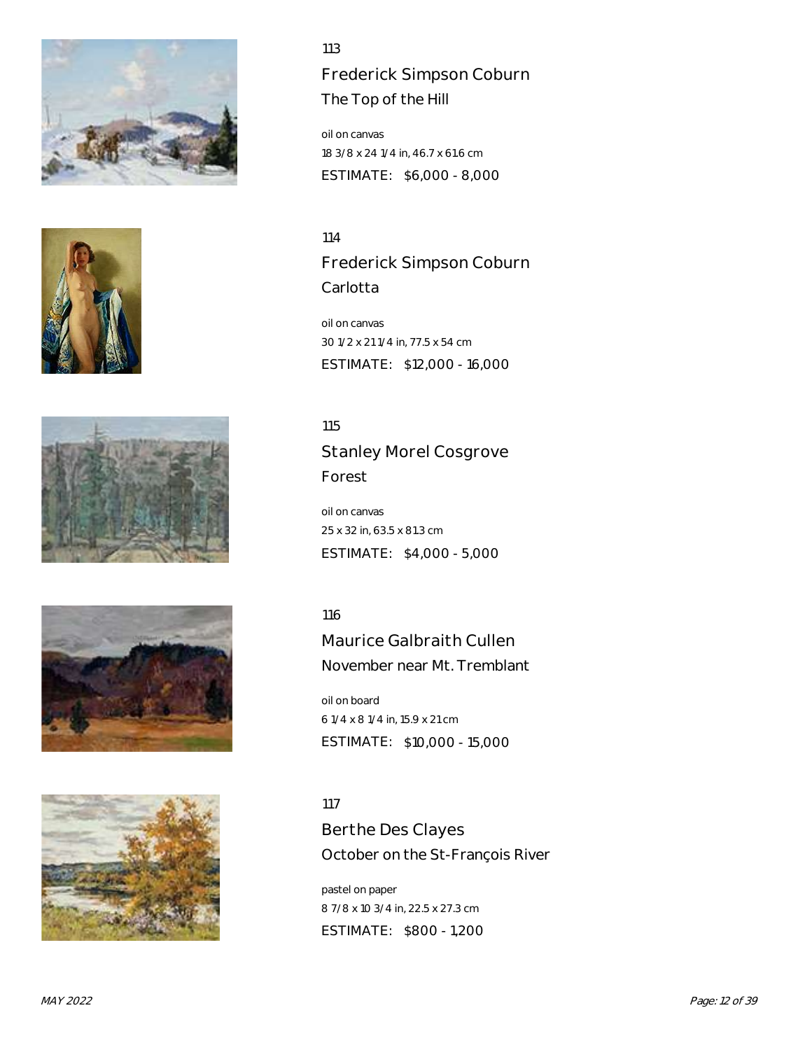113

## Frederick Simpson Coburn

### The Top of the Hill

oil on canvas
18 3/8 x 24 1/4 in, 46.7 x 61.6 cm

ESTIMATE: $6,000 - 8,000

114

## Frederick Simpson Coburn

### Carlotta

oil on canvas
30 1/2 x 21 1/4 in, 77.5 x 54 cm

ESTIMATE: $12,000 - 16,000

115

## Stanley Morel Cosgrove

### Forest

oil on canvas
25 x 32 in, 63.5 x 81.3 cm

ESTIMATE: $4,000 - 5,000

116

## Maurice Galbraith Cullen

### November near Mt. Tremblant

oil on board
6 1/4 x 8 1/4 in, 15.9 x 21 cm

ESTIMATE: $10,000 - 15,000

117

## Berthe Des Clayes

### October on the St-François River

pastel on paper
8 7/8 x 10 3/4 in, 22.5 x 27.3 cm

ESTIMATE: $800 - 1,200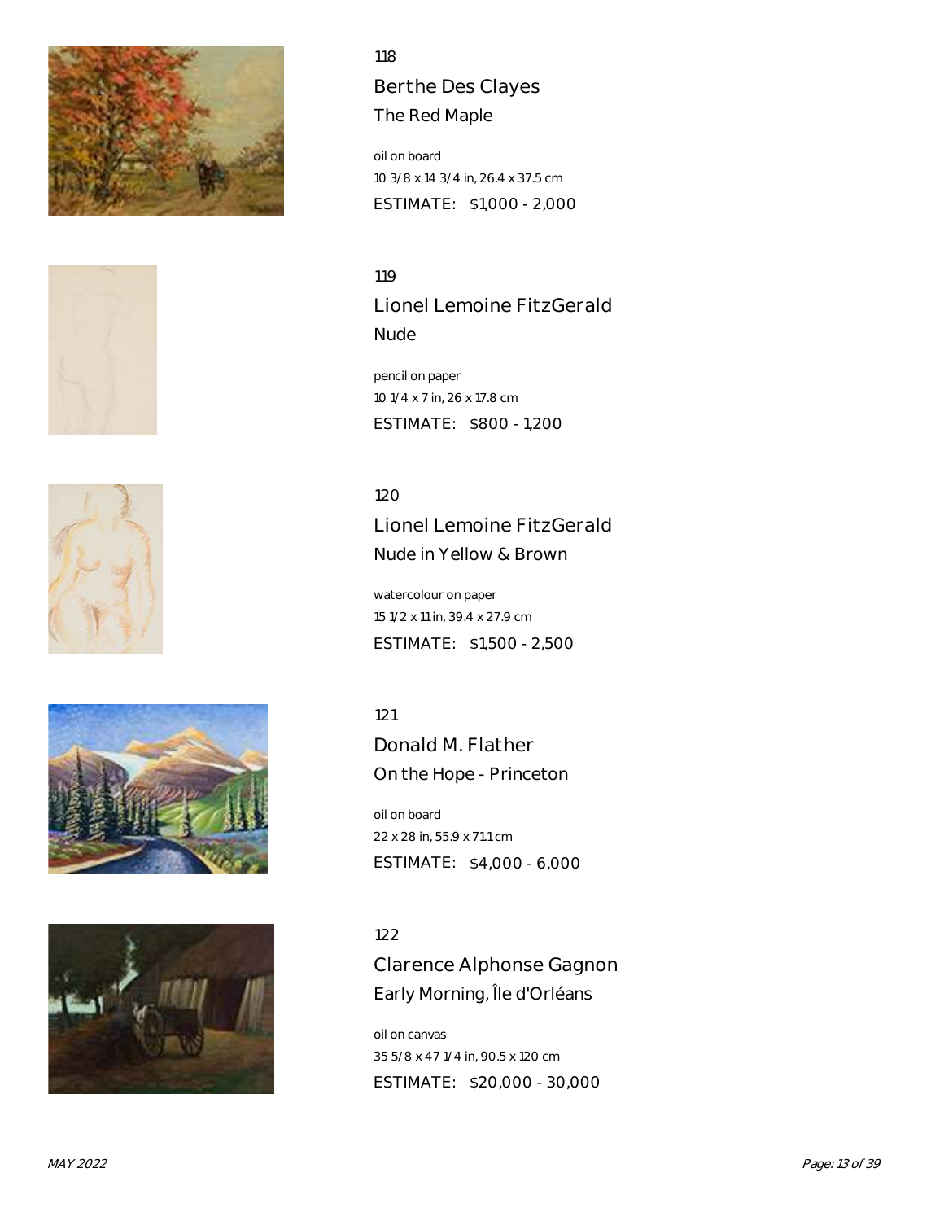118

## Berthe Des Clayes

### The Red Maple

oil on board
10 3/8 x 14 3/4 in, 26.4 x 37.5 cm
ESTIMATE: $1,000 - 2,000

119

## Lionel Lemoine FitzGerald

### Nude

pencil on paper
10 1/4 x 7 in, 26 x 17.8 cm
ESTIMATE: $800 - 1,200

120

## Lionel Lemoine FitzGerald

### Nude in Yellow & Brown

watercolour on paper
15 1/2 x 11 in, 39.4 x 27.9 cm
ESTIMATE: $1,500 - 2,500

121

## Donald M. Flather

### On the Hope - Princeton

oil on board
22 x 28 in, 55.9 x 71.1 cm
ESTIMATE: $4,000 - 6,000

122

## Clarence Alphonse Gagnon

### Early Morning, Île d'Orléans

oil on canvas
35 5/8 x 47 1/4 in, 90.5 x 120 cm
ESTIMATE: $20,000 - 30,000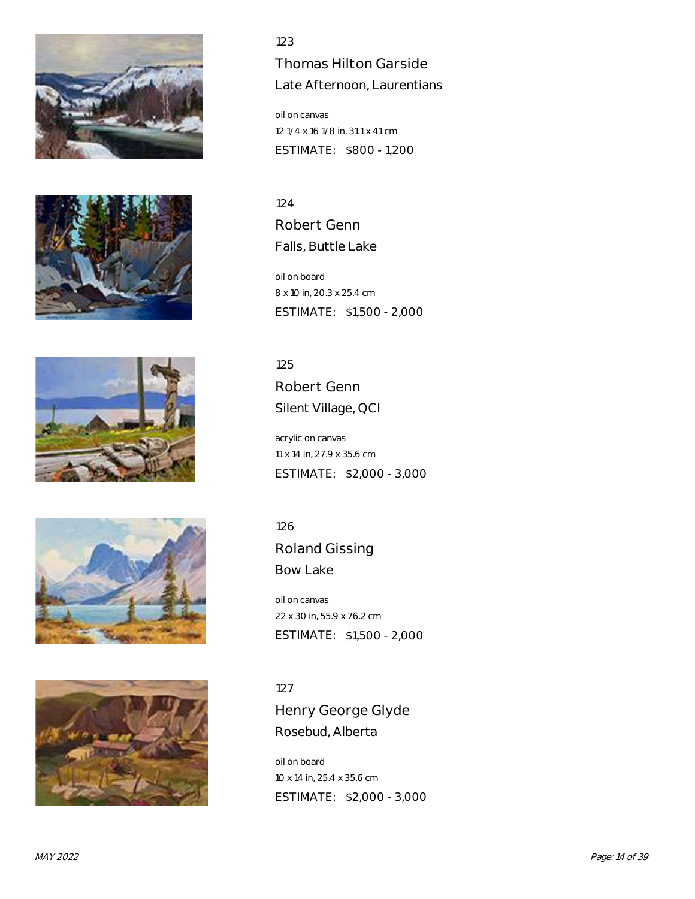123

## Thomas Hilton Garside

### Late Afternoon, Laurentians

oil on canvas
12 1/4 x 16 1/8 in, 31.1 x 41 cm
ESTIMATE: $800 - 1,200

124

## Robert Genn

### Falls, Buttle Lake

oil on board
8 x 10 in, 20.3 x 25.4 cm
ESTIMATE: $1,500 - 2,000

125

## Robert Genn

### Silent Village, QCI

acrylic on canvas
11 x 14 in, 27.9 x 35.6 cm
ESTIMATE: $2,000 - 3,000

126

## Roland Gissing

### Bow Lake

oil on canvas
22 x 30 in, 55.9 x 76.2 cm
ESTIMATE: $1,500 - 2,000

127

## Henry George Glyde

### Rosebud, Alberta

oil on board
10 x 14 in, 25.4 x 35.6 cm
ESTIMATE: $2,000 - 3,000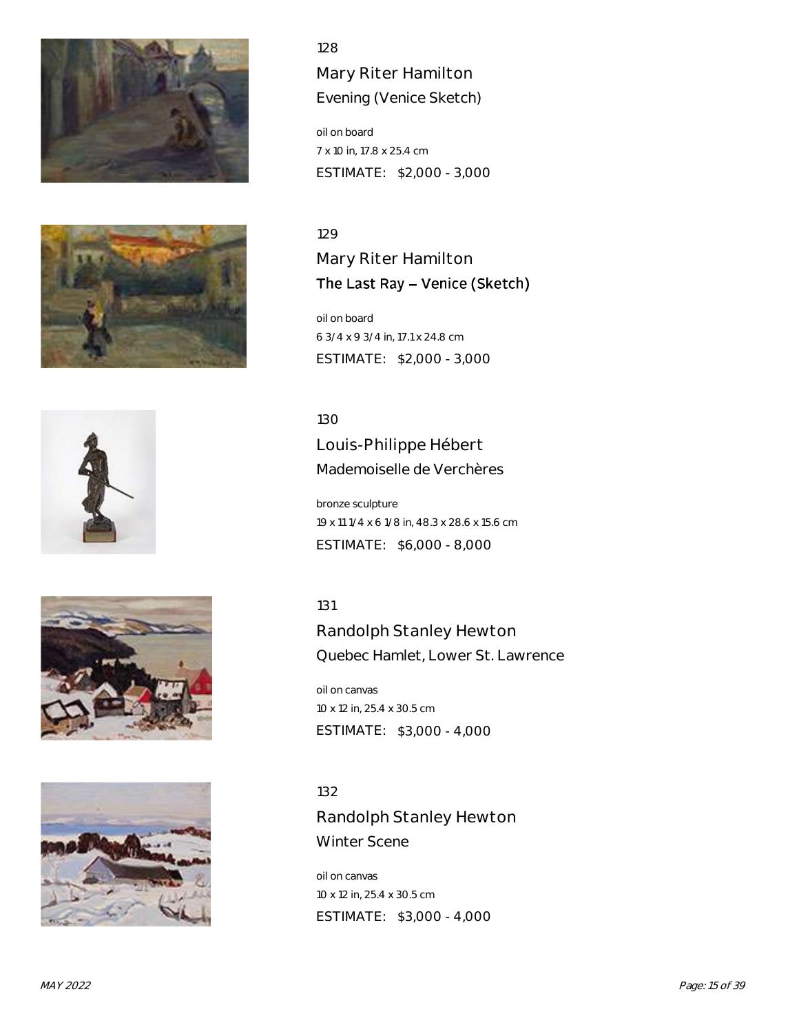128

## Mary Riter Hamilton

### Evening (Venice Sketch)

oil on board
7 x 10 in, 17.8 x 25.4 cm
ESTIMATE: $2,000 - 3,000

129

## Mary Riter Hamilton

### The Last Ray – Venice (Sketch)

oil on board
6 3/4 x 9 3/4 in, 17.1 x 24.8 cm
ESTIMATE: $2,000 - 3,000

130

## Louis-Philippe Hébert

### Mademoiselle de Verchères

bronze sculpture
19 x 11 1/4 x 6 1/8 in, 48.3 x 28.6 x 15.6 cm
ESTIMATE: $6,000 - 8,000

131

## Randolph Stanley Hewton

### Quebec Hamlet, Lower St. Lawrence

oil on canvas
10 x 12 in, 25.4 x 30.5 cm
ESTIMATE: $3,000 - 4,000

132

## Randolph Stanley Hewton

### Winter Scene

oil on canvas
10 x 12 in, 25.4 x 30.5 cm
ESTIMATE: $3,000 - 4,000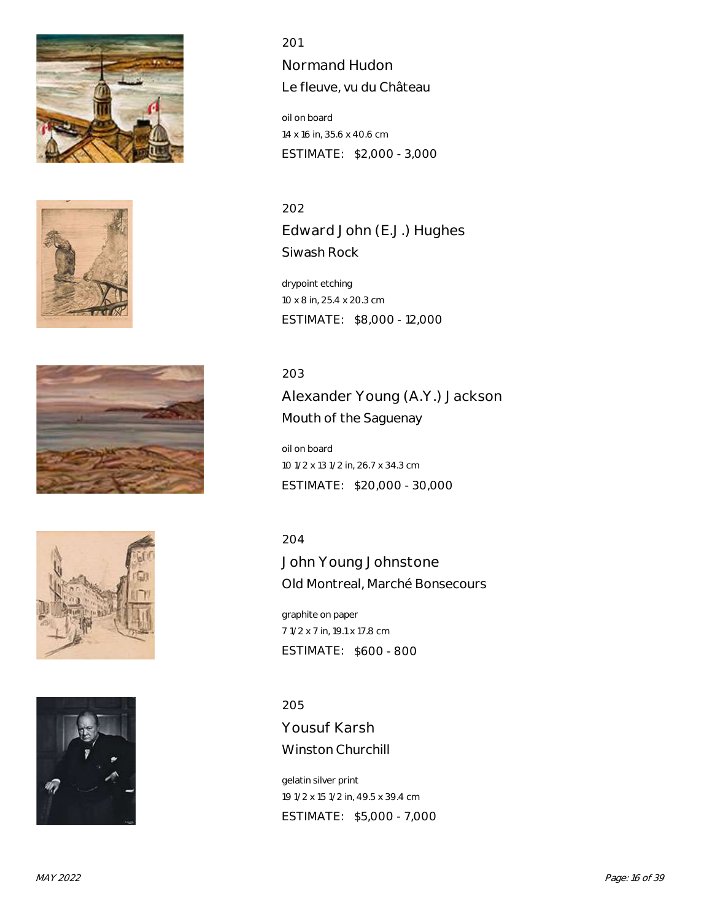201

## Normand Hudon

### Le fleuve, vu du Château

oil on board
14 x 16 in, 35.6 x 40.6 cm
ESTIMATE: $2,000 - 3,000

202

## Edward John (E.J.) Hughes

### Siwash Rock

drypoint etching
10 x 8 in, 25.4 x 20.3 cm
ESTIMATE: $8,000 - 12,000

203

## Alexander Young (A.Y.) Jackson

### Mouth of the Saguenay

oil on board
10 1/2 x 13 1/2 in, 26.7 x 34.3 cm
ESTIMATE: $20,000 - 30,000

204

## John Young Johnstone

### Old Montreal, Marché Bonsecours

graphite on paper
7 1/2 x 7 in, 19.1 x 17.8 cm
ESTIMATE: $600 - 800

205

## Yousuf Karsh

### Winston Churchill

gelatin silver print
19 1/2 x 15 1/2 in, 49.5 x 39.4 cm
ESTIMATE: $5,000 - 7,000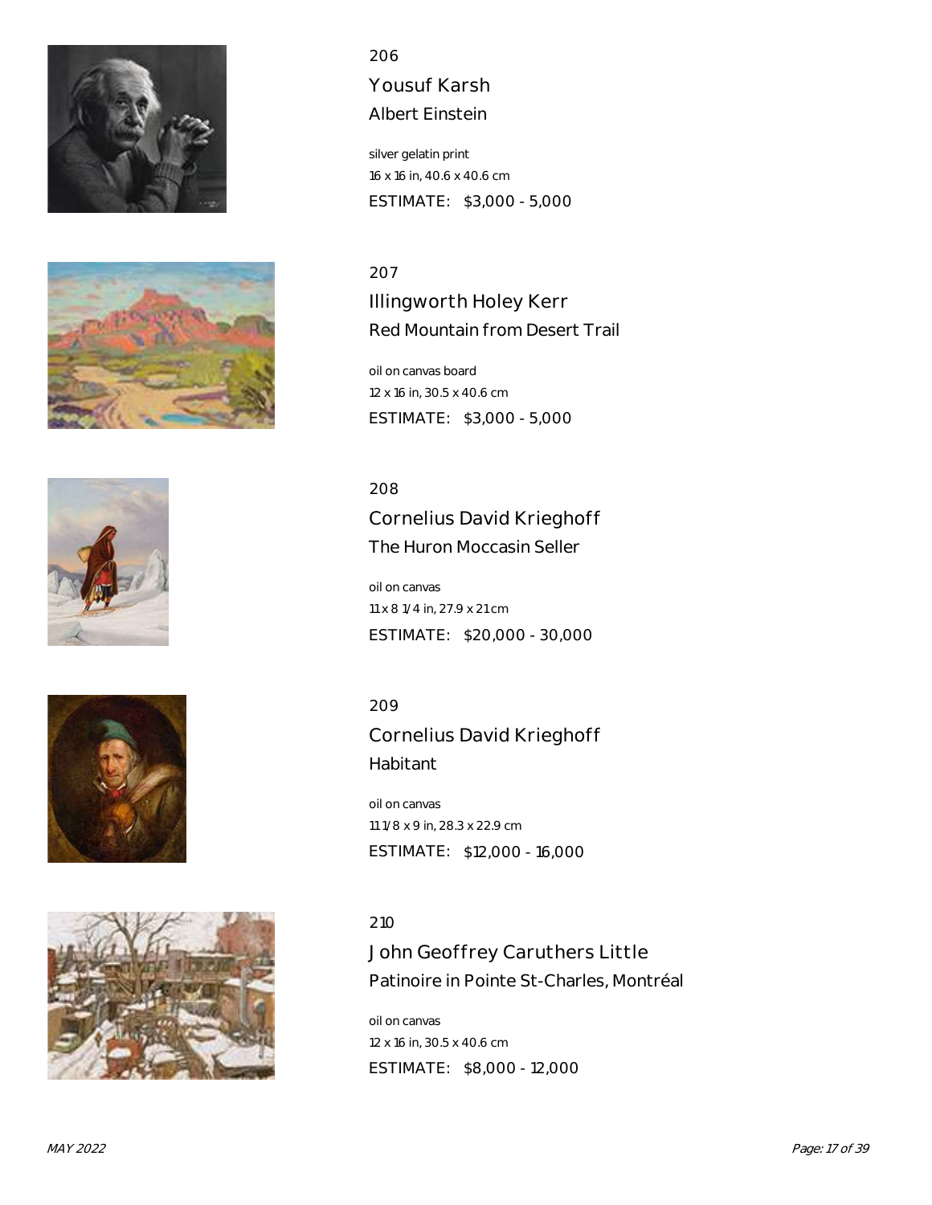206

## Yousuf Karsh

### Albert Einstein

silver gelatin print
16 x 16 in, 40.6 x 40.6 cm
ESTIMATE: $3,000 - 5,000

207

## Illingworth Holey Kerr

### Red Mountain from Desert Trail

oil on canvas board
12 x 16 in, 30.5 x 40.6 cm
ESTIMATE: $3,000 - 5,000

208

## Cornelius David Krieghoff

### The Huron Moccasin Seller

oil on canvas
11 x 8 1/4 in, 27.9 x 21 cm
ESTIMATE: $20,000 - 30,000

209

## Cornelius David Krieghoff

### Habitant

oil on canvas
11 1/8 x 9 in, 28.3 x 22.9 cm
ESTIMATE: $12,000 - 16,000

210

## John Geoffrey Caruthers Little

### Patinoire in Pointe St-Charles, Montréal

oil on canvas
12 x 16 in, 30.5 x 40.6 cm
ESTIMATE: $8,000 - 12,000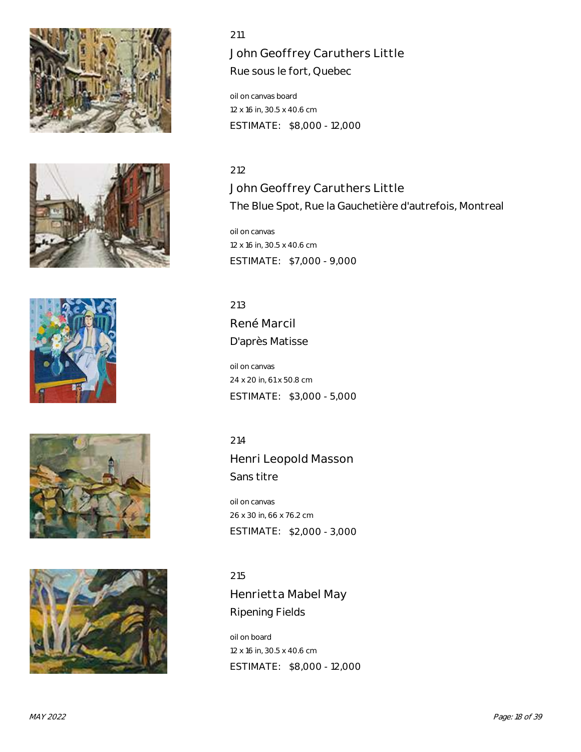211

### John Geoffrey Caruthers Little

Rue sous le fort, Quebec

oil on canvas board
12 x 16 in, 30.5 x 40.6 cm
ESTIMATE: $8,000 - 12,000

212

### John Geoffrey Caruthers Little

The Blue Spot, Rue la Gauchetière d'autrefois, Montreal

oil on canvas
12 x 16 in, 30.5 x 40.6 cm
ESTIMATE: $7,000 - 9,000

213

### René Marcil

D'après Matisse

oil on canvas
24 x 20 in, 61 x 50.8 cm
ESTIMATE: $3,000 - 5,000

214

### Henri Leopold Masson

Sans titre

oil on canvas
26 x 30 in, 66 x 76.2 cm
ESTIMATE: $2,000 - 3,000

215

### Henrietta Mabel May

Ripening Fields

oil on board
12 x 16 in, 30.5 x 40.6 cm
ESTIMATE: $8,000 - 12,000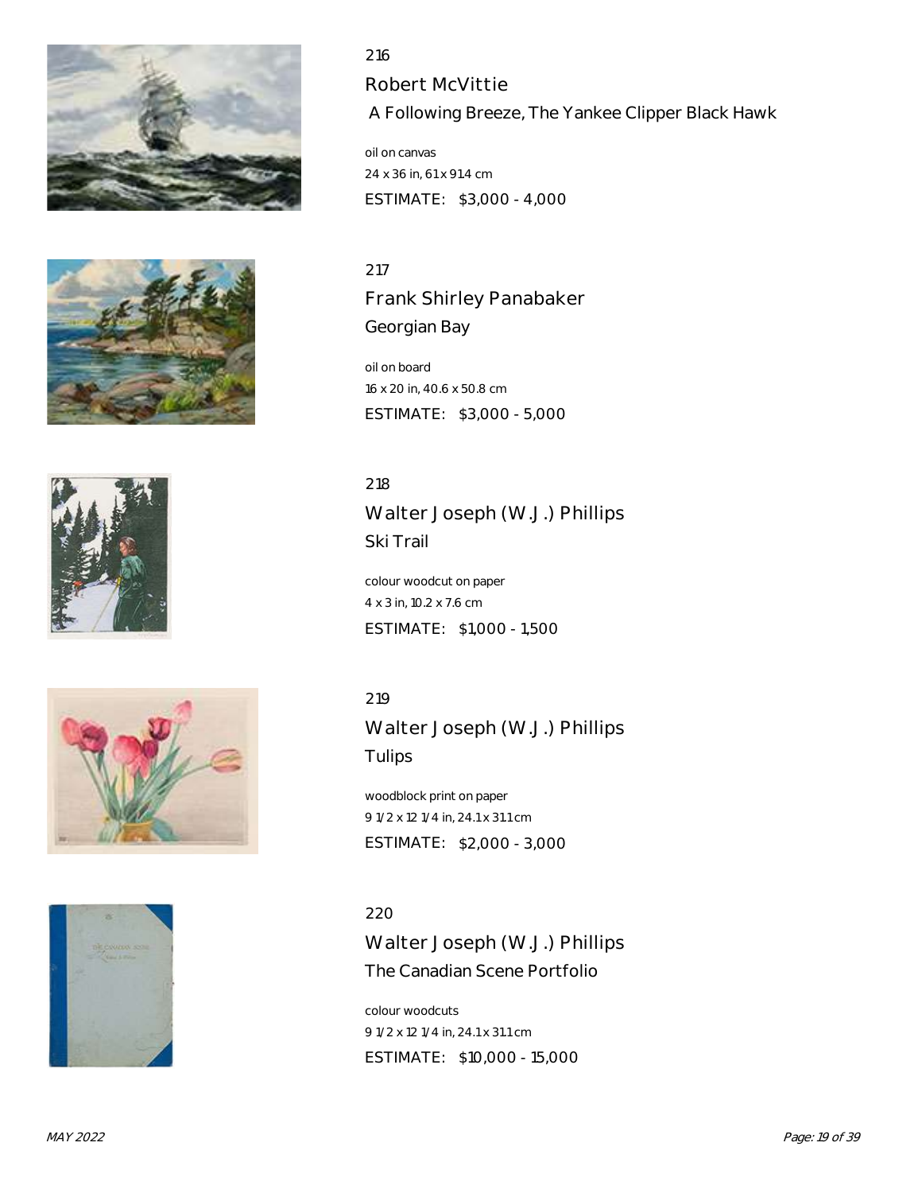216

## Robert McVittie

### A Following Breeze, The Yankee Clipper Black Hawk

oil on canvas
24 x 36 in, 61 x 91.4 cm
ESTIMATE: $3,000 - 4,000

217

## Frank Shirley Panabaker

### Georgian Bay

oil on board
16 x 20 in, 40.6 x 50.8 cm
ESTIMATE: $3,000 - 5,000

218

## Walter Joseph (W.J.) Phillips

### Ski Trail

colour woodcut on paper
4 x 3 in, 10.2 x 7.6 cm
ESTIMATE: $1,000 - 1,500

219

## Walter Joseph (W.J.) Phillips

### Tulips

woodblock print on paper
9 1/2 x 12 1/4 in, 24.1 x 31.1 cm
ESTIMATE: $2,000 - 3,000

220

## Walter Joseph (W.J.) Phillips

### The Canadian Scene Portfolio

colour woodcuts
9 1/2 x 12 1/4 in, 24.1 x 31.1 cm
ESTIMATE: $10,000 - 15,000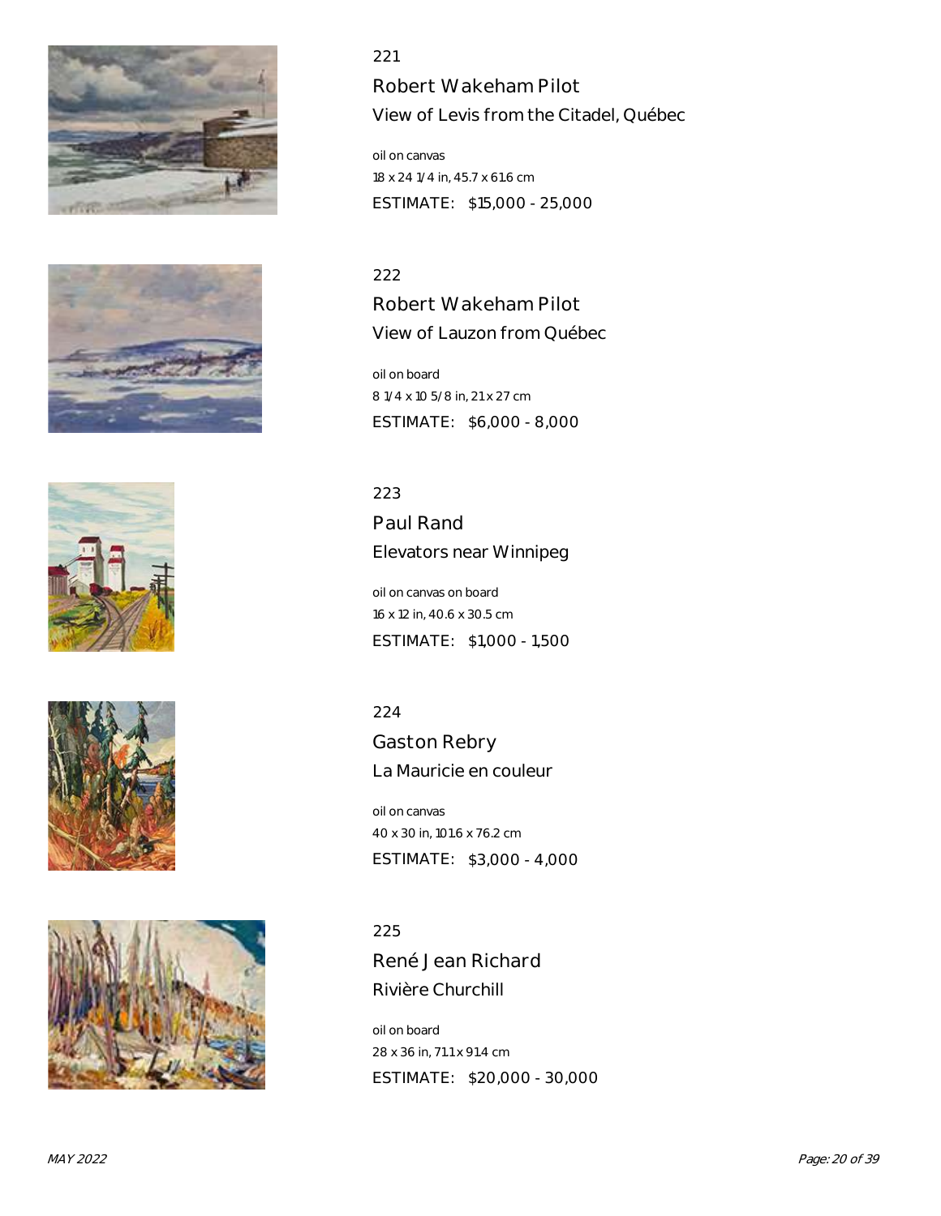221

## Robert Wakeham Pilot

View of Levis from the Citadel, Québec

oil on canvas
18 x 24 1/4 in, 45.7 x 61.6 cm
ESTIMATE: $15,000 - 25,000

222

## Robert Wakeham Pilot

View of Lauzon from Québec

oil on board
8 1/4 x 10 5/8 in, 21 x 27 cm
ESTIMATE: $6,000 - 8,000

223

## Paul Rand

Elevators near Winnipeg

oil on canvas on board
16 x 12 in, 40.6 x 30.5 cm
ESTIMATE: $1,000 - 1,500

224

## Gaston Rebry

La Mauricie en couleur

oil on canvas
40 x 30 in, 101.6 x 76.2 cm
ESTIMATE: $3,000 - 4,000

225

## René Jean Richard

Rivière Churchill

oil on board
28 x 36 in, 71.1 x 91.4 cm
ESTIMATE: $20,000 - 30,000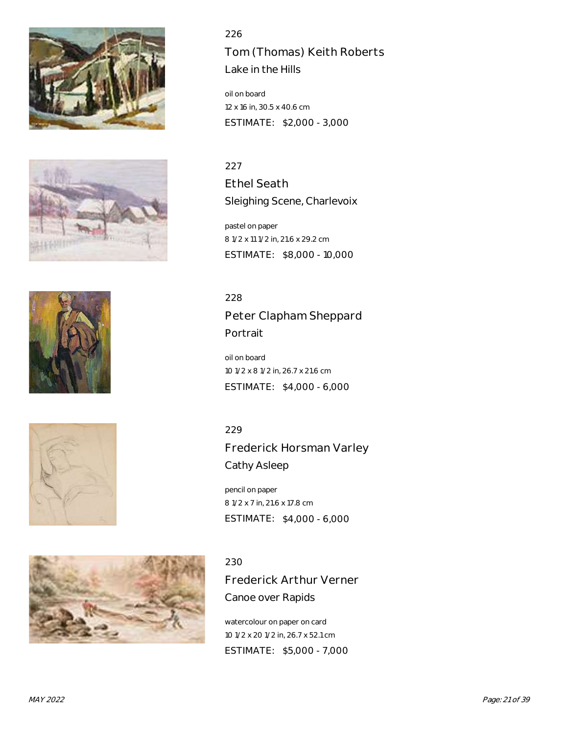226

## Tom (Thomas) Keith Roberts

### Lake in the Hills

oil on board
12 x 16 in, 30.5 x 40.6 cm
ESTIMATE: $2,000 - 3,000

227

## Ethel Seath

### Sleighing Scene, Charlevoix

pastel on paper
8 1/2 x 11 1/2 in, 21.6 x 29.2 cm
ESTIMATE: $8,000 - 10,000

228

## Peter Clapham Sheppard

### Portrait

oil on board
10 1/2 x 8 1/2 in, 26.7 x 21.6 cm
ESTIMATE: $4,000 - 6,000

229

## Frederick Horsman Varley

### Cathy Asleep

pencil on paper
8 1/2 x 7 in, 21.6 x 17.8 cm
ESTIMATE: $4,000 - 6,000

230

## Frederick Arthur Verner

### Canoe over Rapids

watercolour on paper on card
10 1/2 x 20 1/2 in, 26.7 x 52.1 cm
ESTIMATE: $5,000 - 7,000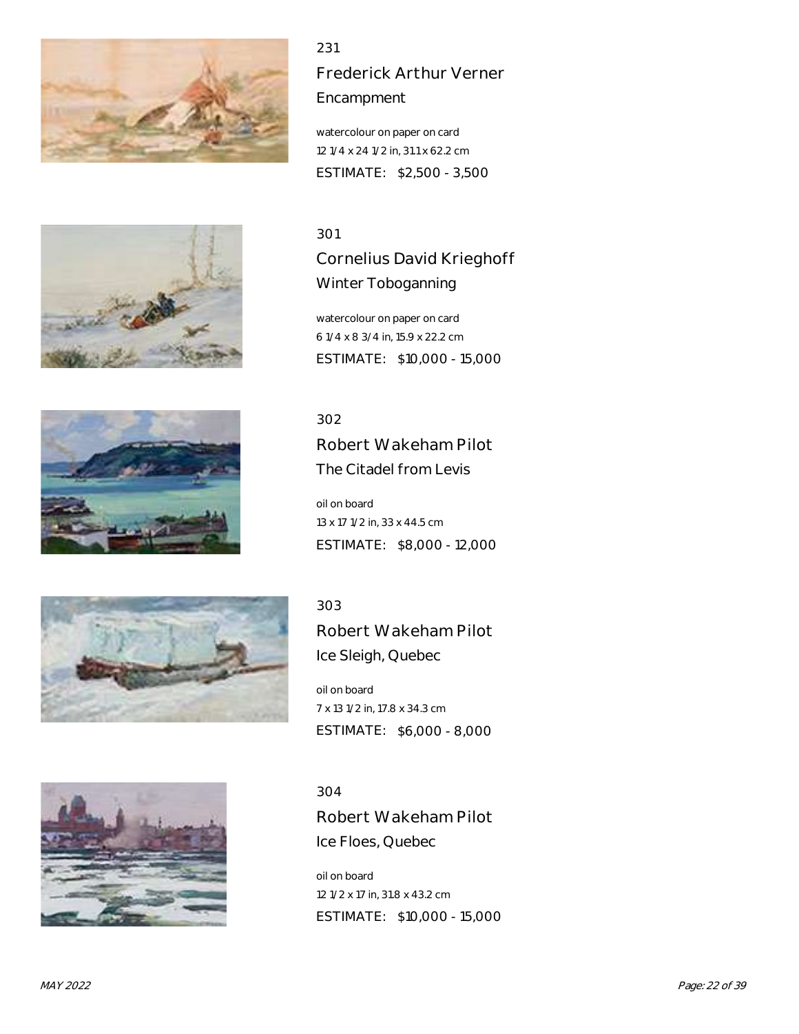231

## Frederick Arthur Verner

### Encampment

watercolour on paper on card
12 1/4 x 24 1/2 in, 31.1 x 62.2 cm
ESTIMATE: $2,500 - 3,500

301

## Cornelius David Krieghoff

### Winter Toboganning

watercolour on paper on card
6 1/4 x 8 3/4 in, 15.9 x 22.2 cm
ESTIMATE: $10,000 - 15,000

302

## Robert Wakeham Pilot

### The Citadel from Levis

oil on board
13 x 17 1/2 in, 33 x 44.5 cm
ESTIMATE: $8,000 - 12,000

303

## Robert Wakeham Pilot

### Ice Sleigh, Quebec

oil on board
7 x 13 1/2 in, 17.8 x 34.3 cm
ESTIMATE: $6,000 - 8,000

304

## Robert Wakeham Pilot

### Ice Floes, Quebec

oil on board
12 1/2 x 17 in, 31.8 x 43.2 cm
ESTIMATE: $10,000 - 15,000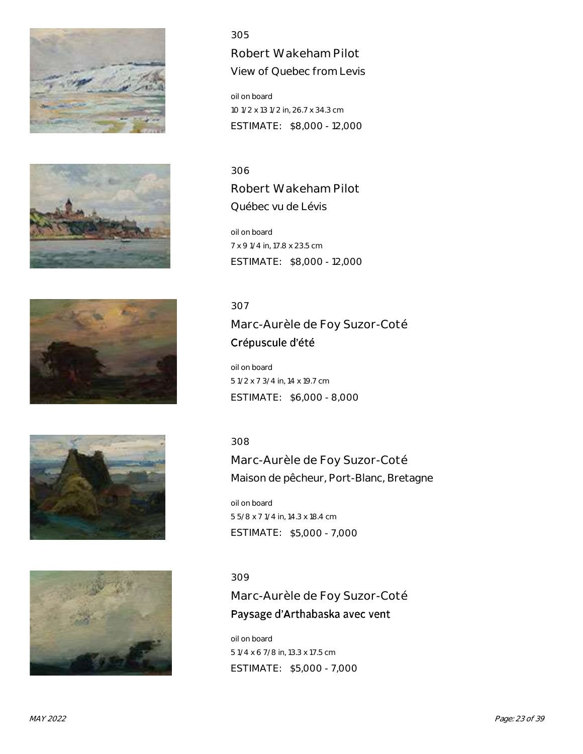305

## Robert Wakeham Pilot

View of Quebec from Levis

oil on board

10 1/2 x 13 1/2 in, 26.7 x 34.3 cm

ESTIMATE: $8,000 - 12,000

306

## Robert Wakeham Pilot

Québec vu de Lévis

oil on board

7 x 9 1/4 in, 17.8 x 23.5 cm

ESTIMATE: $8,000 - 12,000

307

## Marc-Aurèle de Foy Suzor-Coté

Crépuscule d'été

oil on board

5 1/2 x 7 3/4 in, 14 x 19.7 cm

ESTIMATE: $6,000 - 8,000

308

## Marc-Aurèle de Foy Suzor-Coté

Maison de pêcheur, Port-Blanc, Bretagne

oil on board

5 5/8 x 7 1/4 in, 14.3 x 18.4 cm

ESTIMATE: $5,000 - 7,000

309

## Marc-Aurèle de Foy Suzor-Coté

Paysage d'Arthabaska avec vent

oil on board

5 1/4 x 6 7/8 in, 13.3 x 17.5 cm

ESTIMATE: $5,000 - 7,000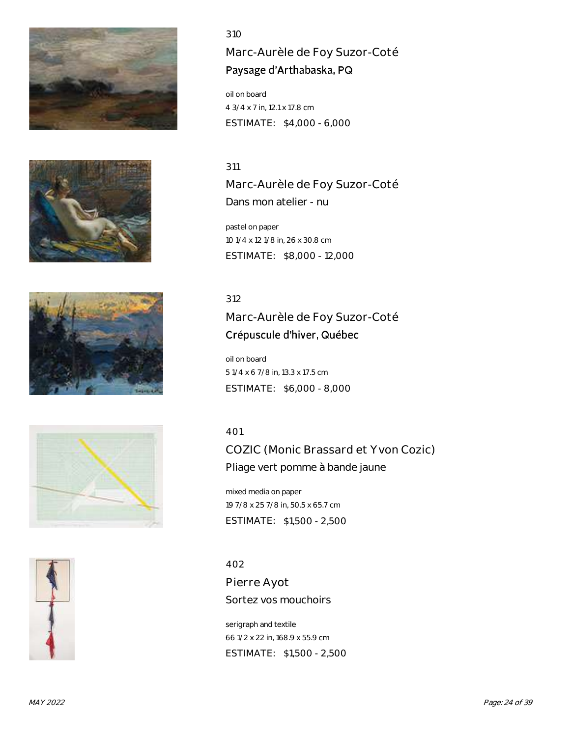310

## Marc-Aurèle de Foy Suzor-Coté

### Paysage d'Arthabaska, PQ

oil on board
4 3/4 x 7 in, 12.1 x 17.8 cm
ESTIMATE: $4,000 - 6,000

311

## Marc-Aurèle de Foy Suzor-Coté

### Dans mon atelier - nu

pastel on paper
10 1/4 x 12 1/8 in, 26 x 30.8 cm
ESTIMATE: $8,000 - 12,000

312

## Marc-Aurèle de Foy Suzor-Coté

### Crépuscule d'hiver, Québec

oil on board
5 1/4 x 6 7/8 in, 13.3 x 17.5 cm
ESTIMATE: $6,000 - 8,000

401

## COZIC (Monic Brassard et Yvon Cozic)

### Pliage vert pomme à bande jaune

mixed media on paper
19 7/8 x 25 7/8 in, 50.5 x 65.7 cm
ESTIMATE: $1,500 - 2,500

402

## Pierre Ayot

### Sortez vos mouchoirs

serigraph and textile
66 1/2 x 22 in, 168.9 x 55.9 cm
ESTIMATE: $1,500 - 2,500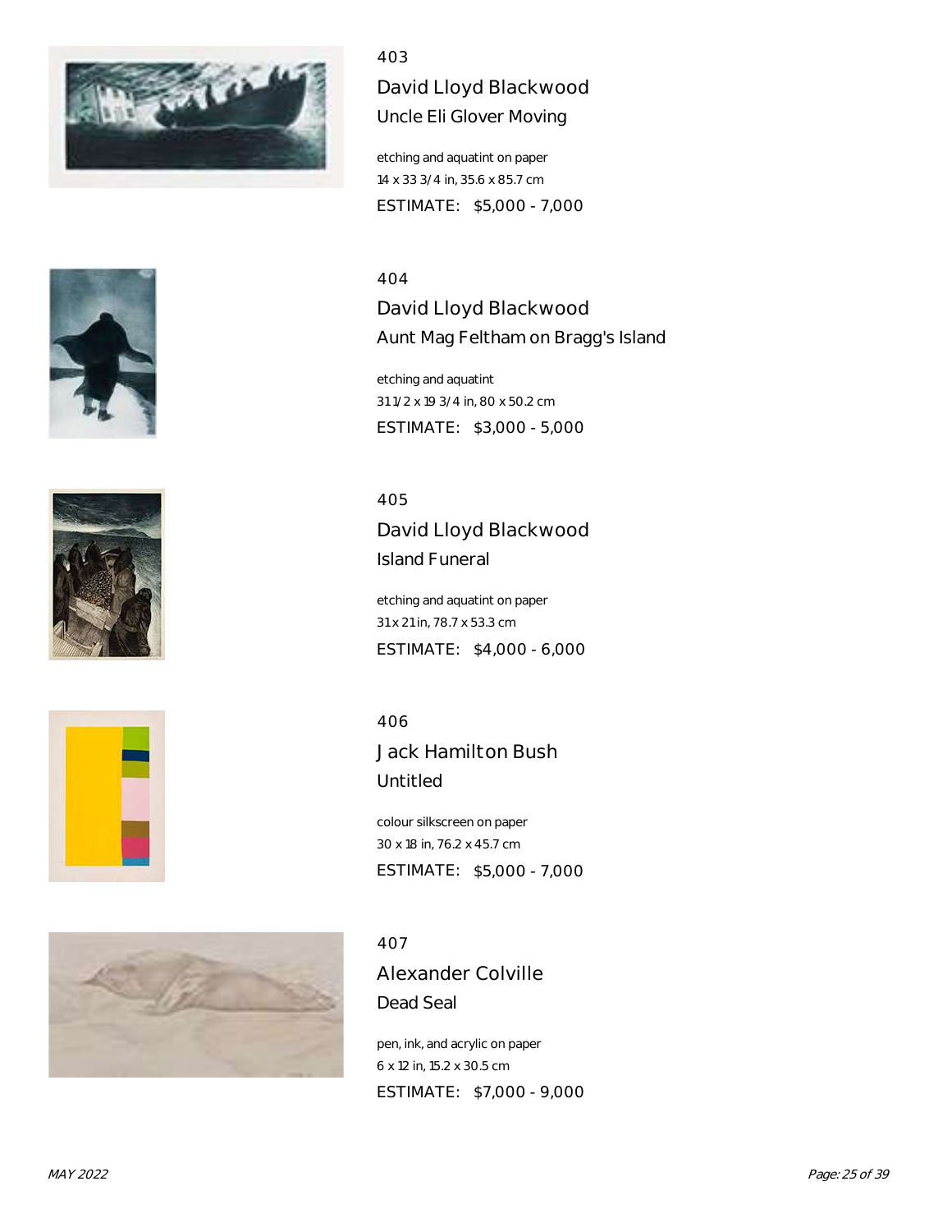403

## David Lloyd Blackwood

### Uncle Eli Glover Moving

etching and aquatint on paper
14 x 33 3/4 in, 35.6 x 85.7 cm
ESTIMATE: $5,000 - 7,000

404

## David Lloyd Blackwood

### Aunt Mag Feltham on Bragg's Island

etching and aquatint
31 1/2 x 19 3/4 in, 80 x 50.2 cm
ESTIMATE: $3,000 - 5,000

405

## David Lloyd Blackwood

### Island Funeral

etching and aquatint on paper
31 x 21 in, 78.7 x 53.3 cm
ESTIMATE: $4,000 - 6,000

406

## Jack Hamilton Bush

### Untitled

colour silkscreen on paper
30 x 18 in, 76.2 x 45.7 cm
ESTIMATE: $5,000 - 7,000

407

## Alexander Colville

### Dead Seal

pen, ink, and acrylic on paper
6 x 12 in, 15.2 x 30.5 cm
ESTIMATE: $7,000 - 9,000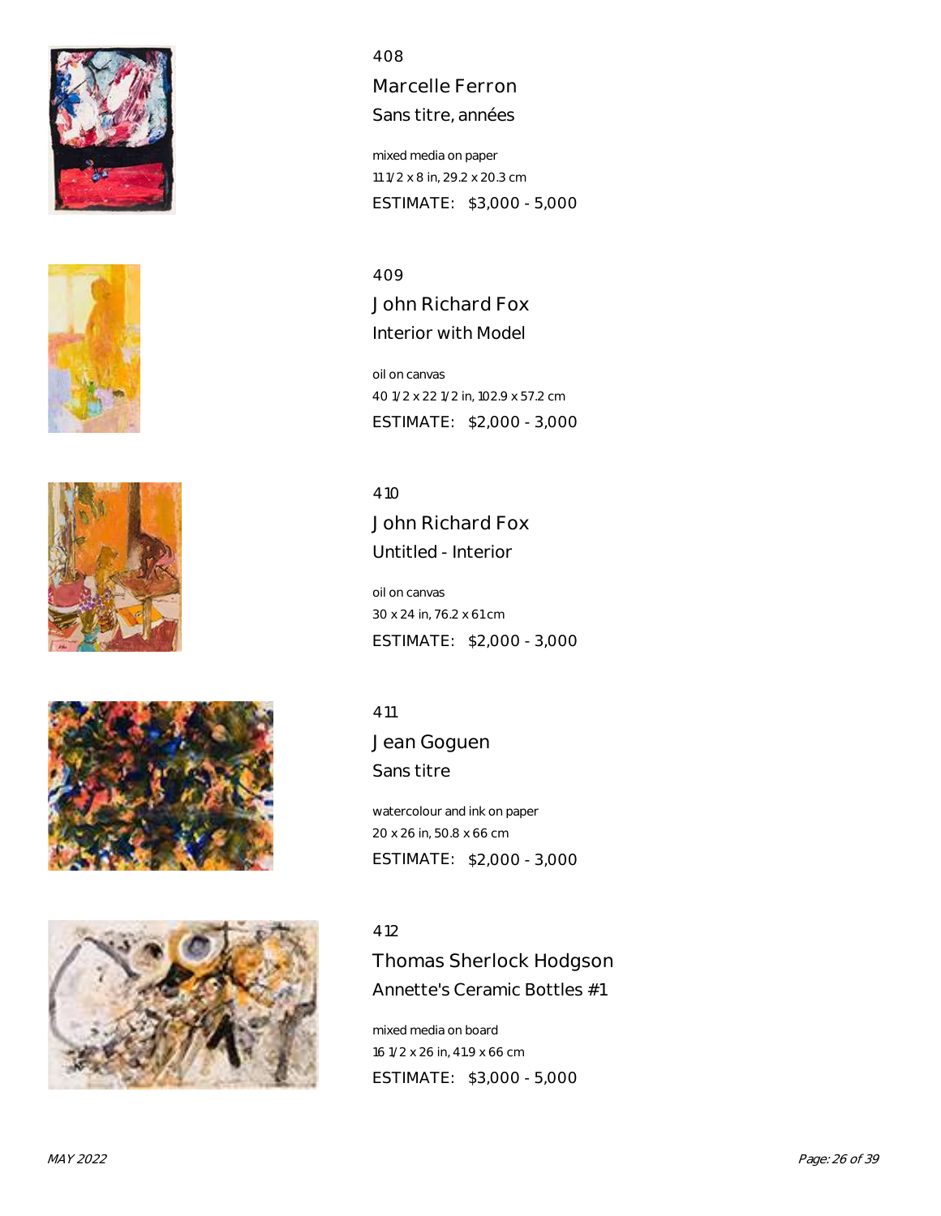408

## Marcelle Ferron

### Sans titre, années

mixed media on paper
11 1/2 x 8 in, 29.2 x 20.3 cm
ESTIMATE: $3,000 - 5,000

409

## John Richard Fox

### Interior with Model

oil on canvas
40 1/2 x 22 1/2 in, 102.9 x 57.2 cm
ESTIMATE: $2,000 - 3,000

410

## John Richard Fox

### Untitled - Interior

oil on canvas
30 x 24 in, 76.2 x 61 cm
ESTIMATE: $2,000 - 3,000

411

## Jean Goguen

### Sans titre

watercolour and ink on paper
20 x 26 in, 50.8 x 66 cm
ESTIMATE: $2,000 - 3,000

412

## Thomas Sherlock Hodgson

### Annette's Ceramic Bottles #1

mixed media on board
16 1/2 x 26 in, 41.9 x 66 cm
ESTIMATE: $3,000 - 5,000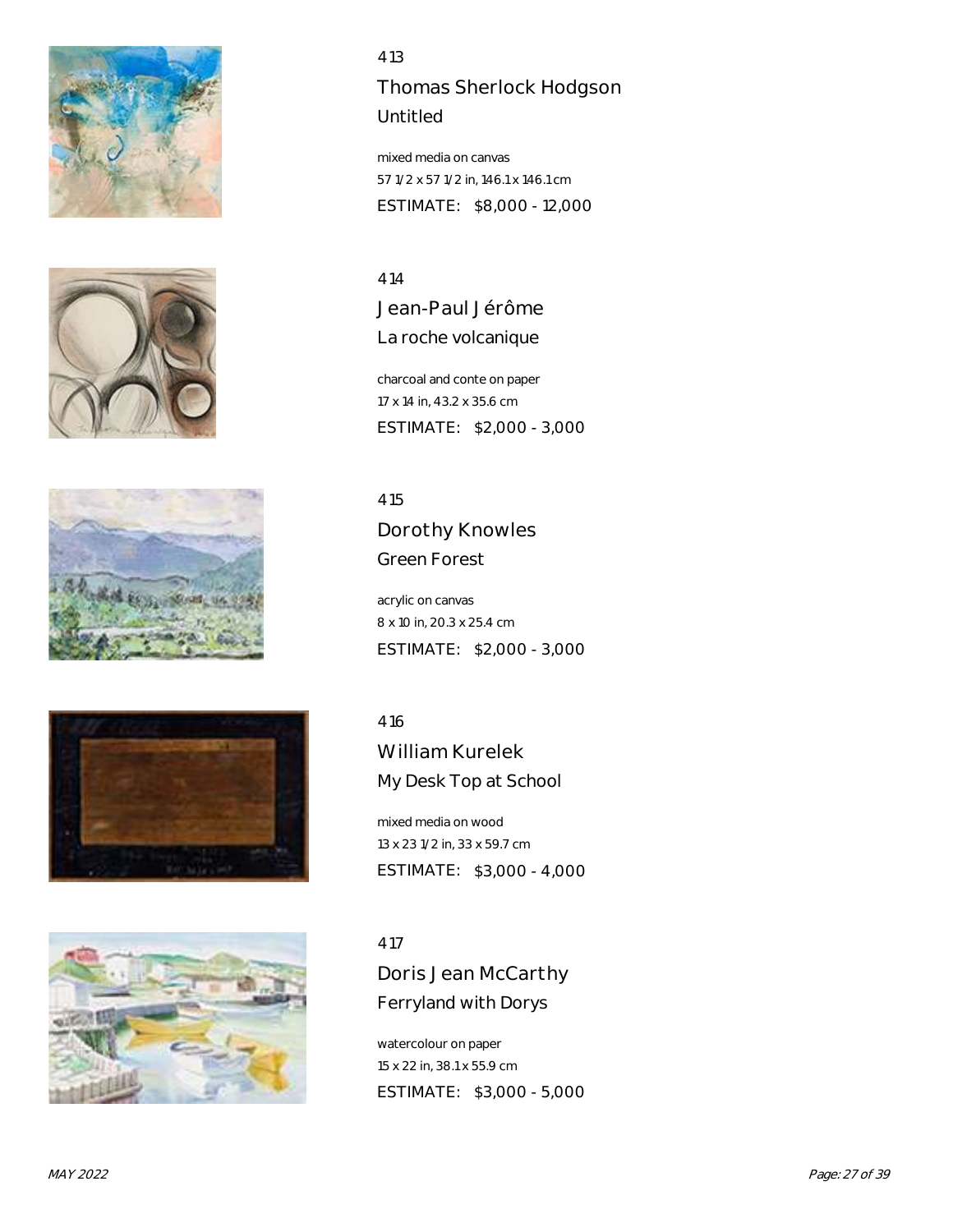413

## Thomas Sherlock Hodgson

### Untitled

mixed media on canvas
57 1/2 x 57 1/2 in, 146.1 x 146.1 cm
ESTIMATE: $8,000 - 12,000

414

## Jean-Paul Jérôme

### La roche volcanique

charcoal and conte on paper
17 x 14 in, 43.2 x 35.6 cm
ESTIMATE: $2,000 - 3,000

415

## Dorothy Knowles

### Green Forest

acrylic on canvas
8 x 10 in, 20.3 x 25.4 cm
ESTIMATE: $2,000 - 3,000

416

## William Kurelek

### My Desk Top at School

mixed media on wood
13 x 23 1/2 in, 33 x 59.7 cm
ESTIMATE: $3,000 - 4,000

417

## Doris Jean McCarthy

### Ferryland with Dorys

watercolour on paper
15 x 22 in, 38.1 x 55.9 cm
ESTIMATE: $3,000 - 5,000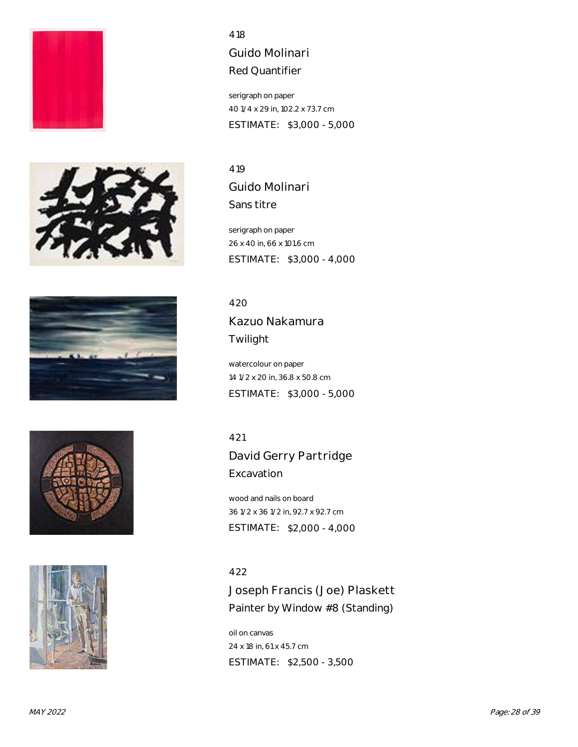418

## Guido Molinari

### Red Quantifier

serigraph on paper
40 1/4 x 29 in, 102.2 x 73.7 cm
ESTIMATE: $3,000 - 5,000

419

## Guido Molinari

### Sans titre

serigraph on paper
26 x 40 in, 66 x 101.6 cm
ESTIMATE: $3,000 - 4,000

420

## Kazuo Nakamura

### Twilight

watercolour on paper
14 1/2 x 20 in, 36.8 x 50.8 cm
ESTIMATE: $3,000 - 5,000

421

## David Gerry Partridge

### Excavation

wood and nails on board
36 1/2 x 36 1/2 in, 92.7 x 92.7 cm
ESTIMATE: $2,000 - 4,000

422

## Joseph Francis (Joe) Plaskett

### Painter by Window #8 (Standing)

oil on canvas
24 x 18 in, 61 x 45.7 cm
ESTIMATE: $2,500 - 3,500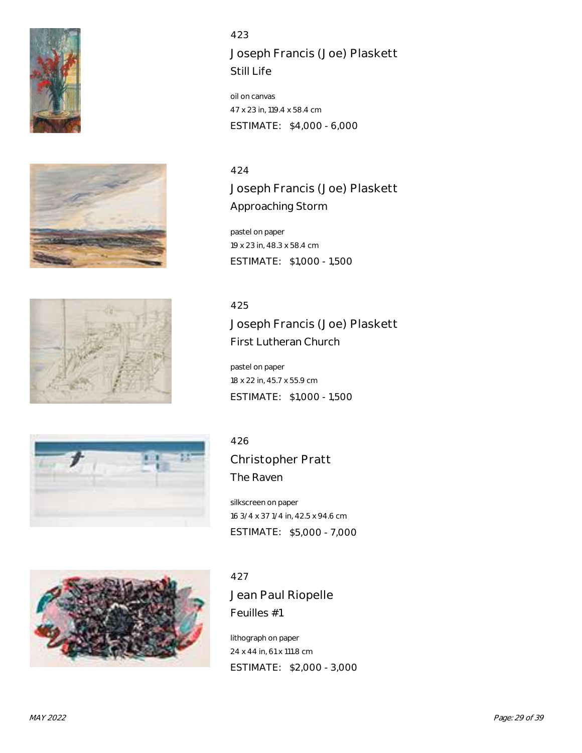423

## Joseph Francis (Joe) Plaskett

### Still Life

oil on canvas
47 x 23 in, 119.4 x 58.4 cm

ESTIMATE: $4,000 - 6,000

424

## Joseph Francis (Joe) Plaskett

### Approaching Storm

pastel on paper
19 x 23 in, 48.3 x 58.4 cm

ESTIMATE: $1,000 - 1,500

425

## Joseph Francis (Joe) Plaskett

### First Lutheran Church

pastel on paper
18 x 22 in, 45.7 x 55.9 cm

ESTIMATE: $1,000 - 1,500

426

## Christopher Pratt

### The Raven

silkscreen on paper
16 3/4 x 37 1/4 in, 42.5 x 94.6 cm

ESTIMATE: $5,000 - 7,000

427

## Jean Paul Riopelle

### Feuilles #1

lithograph on paper
24 x 44 in, 61 x 111.8 cm

ESTIMATE: $2,000 - 3,000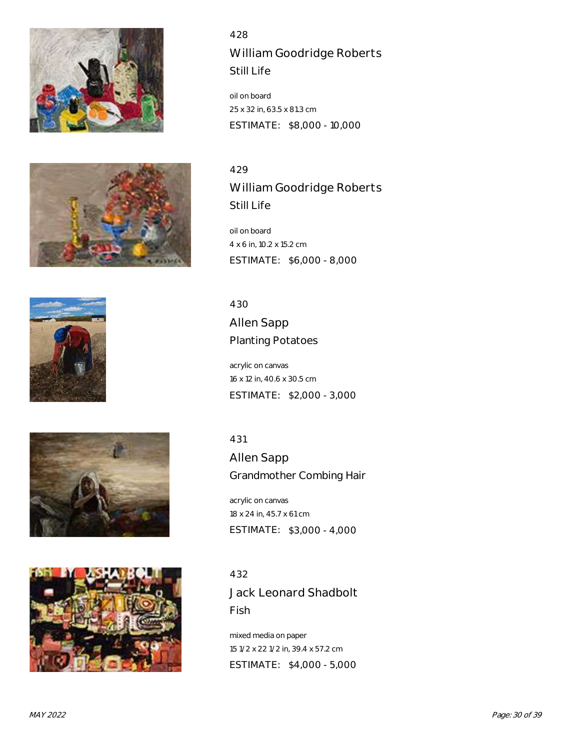428

## William Goodridge Roberts

### Still Life

oil on board
25 x 32 in, 63.5 x 81.3 cm
ESTIMATE: $8,000 - 10,000

429

## William Goodridge Roberts

### Still Life

oil on board
4 x 6 in, 10.2 x 15.2 cm
ESTIMATE: $6,000 - 8,000

430

## Allen Sapp

### Planting Potatoes

acrylic on canvas
16 x 12 in, 40.6 x 30.5 cm
ESTIMATE: $2,000 - 3,000

431

## Allen Sapp

### Grandmother Combing Hair

acrylic on canvas
18 x 24 in, 45.7 x 61 cm
ESTIMATE: $3,000 - 4,000

432

## Jack Leonard Shadbolt

### Fish

mixed media on paper
15 1/2 x 22 1/2 in, 39.4 x 57.2 cm
ESTIMATE: $4,000 - 5,000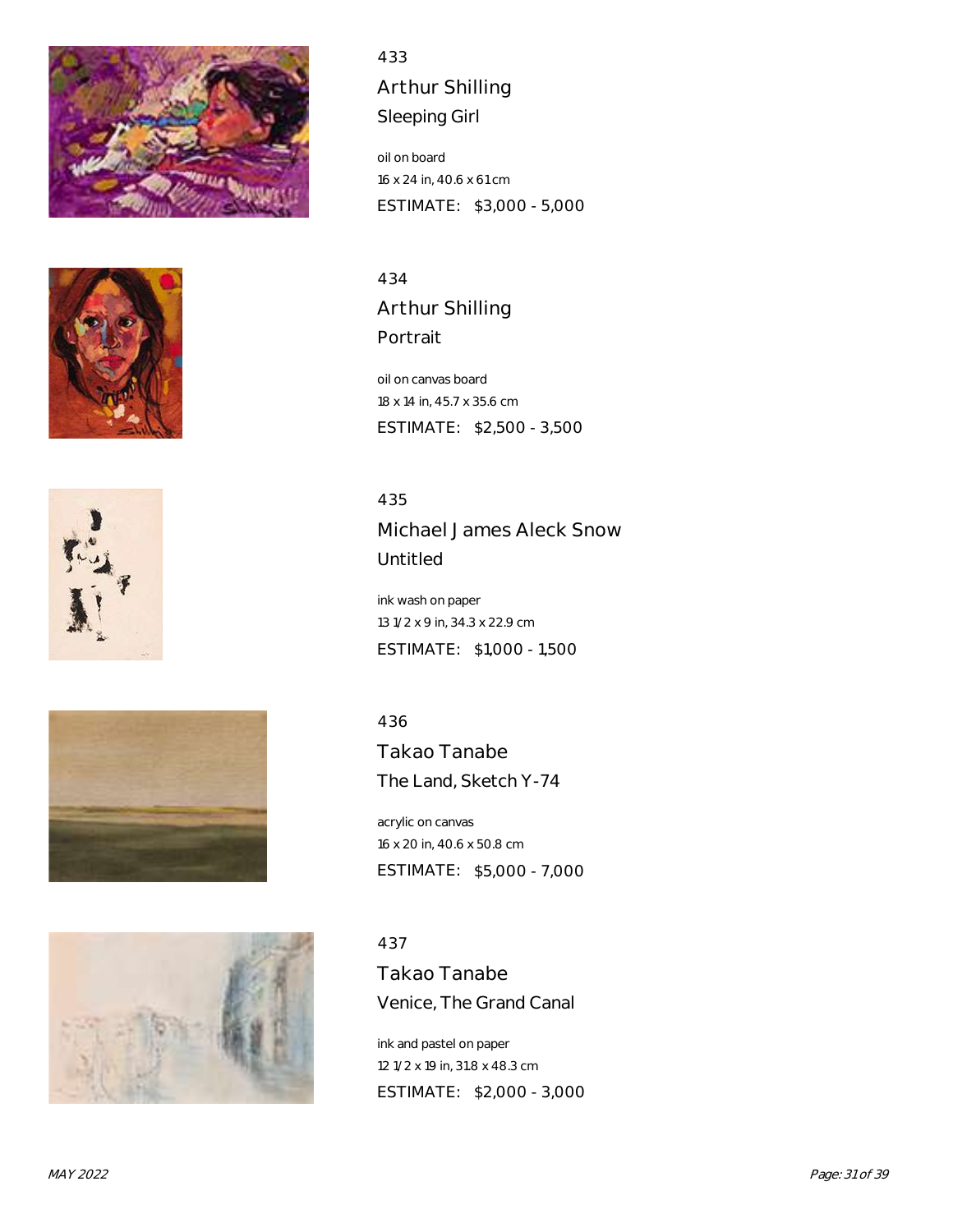433

## Arthur Shilling

### Sleeping Girl

oil on board
16 x 24 in, 40.6 x 61 cm
ESTIMATE: $3,000 - 5,000

434

## Arthur Shilling

### Portrait

oil on canvas board
18 x 14 in, 45.7 x 35.6 cm
ESTIMATE: $2,500 - 3,500

435

## Michael James Aleck Snow

### Untitled

ink wash on paper
13 1/2 x 9 in, 34.3 x 22.9 cm
ESTIMATE: $1,000 - 1,500

436

## Takao Tanabe

### The Land, Sketch Y-74

acrylic on canvas
16 x 20 in, 40.6 x 50.8 cm
ESTIMATE: $5,000 - 7,000

437

## Takao Tanabe

### Venice, The Grand Canal

ink and pastel on paper
12 1/2 x 19 in, 31.8 x 48.3 cm
ESTIMATE: $2,000 - 3,000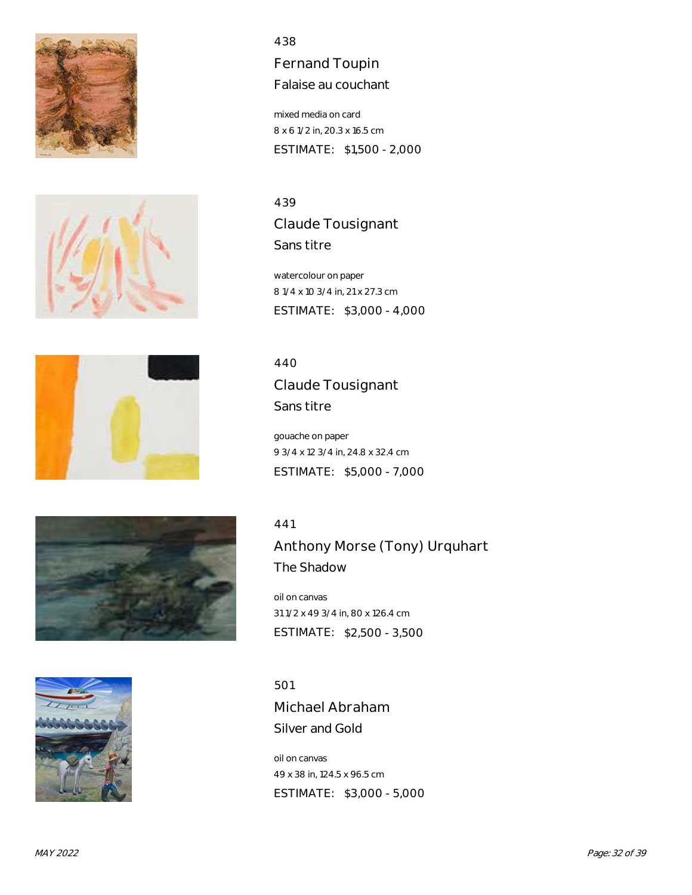438

## Fernand Toupin

### Falaise au couchant

mixed media on card
8 x 6 1/2 in, 20.3 x 16.5 cm
ESTIMATE: $1,500 - 2,000

439

## Claude Tousignant

### Sans titre

watercolour on paper
8 1/4 x 10 3/4 in, 21 x 27.3 cm
ESTIMATE: $3,000 - 4,000

440

## Claude Tousignant

### Sans titre

gouache on paper
9 3/4 x 12 3/4 in, 24.8 x 32.4 cm
ESTIMATE: $5,000 - 7,000

441

## Anthony Morse (Tony) Urquhart

### The Shadow

oil on canvas
31 1/2 x 49 3/4 in, 80 x 126.4 cm
ESTIMATE: $2,500 - 3,500

501

## Michael Abraham

### Silver and Gold

oil on canvas
49 x 38 in, 124.5 x 96.5 cm
ESTIMATE: $3,000 - 5,000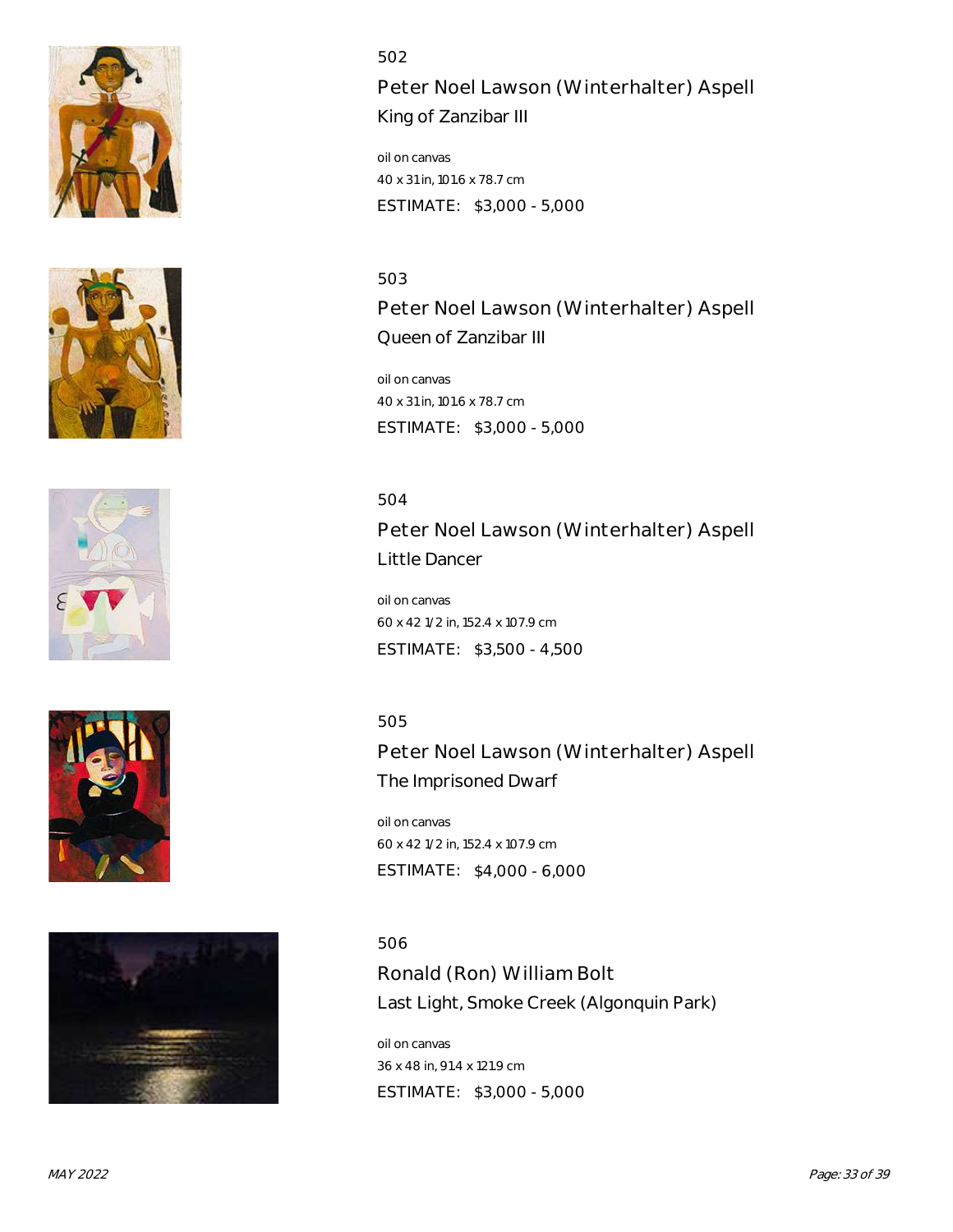502

## Peter Noel Lawson (Winterhalter) Aspell

### King of Zanzibar III

oil on canvas
40 x 31 in, 101.6 x 78.7 cm
ESTIMATE: $3,000 - 5,000

503

## Peter Noel Lawson (Winterhalter) Aspell

### Queen of Zanzibar III

oil on canvas
40 x 31 in, 101.6 x 78.7 cm
ESTIMATE: $3,000 - 5,000

504

## Peter Noel Lawson (Winterhalter) Aspell

### Little Dancer

oil on canvas
60 x 42 1/2 in, 152.4 x 107.9 cm
ESTIMATE: $3,500 - 4,500

505

## Peter Noel Lawson (Winterhalter) Aspell

### The Imprisoned Dwarf

oil on canvas
60 x 42 1/2 in, 152.4 x 107.9 cm
ESTIMATE: $4,000 - 6,000

506

## Ronald (Ron) William Bolt

### Last Light, Smoke Creek (Algonquin Park)

oil on canvas
36 x 48 in, 91.4 x 121.9 cm
ESTIMATE: $3,000 - 5,000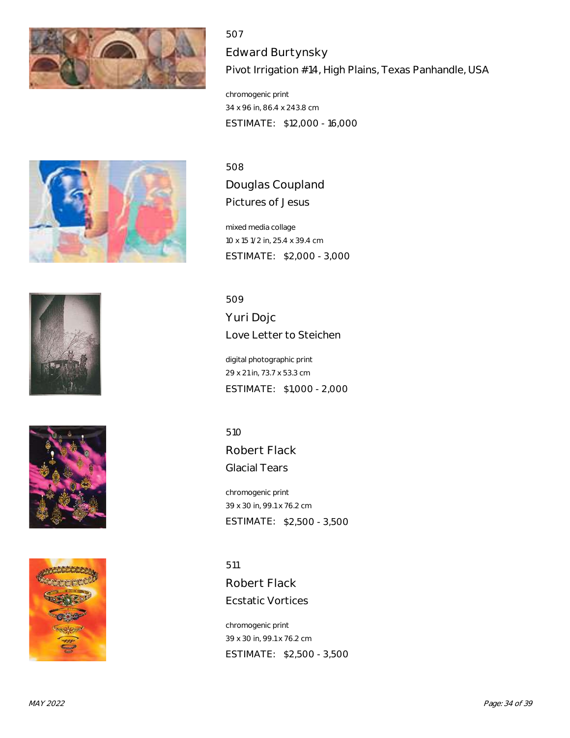507

## Edward Burtynsky

### Pivot Irrigation #14, High Plains, Texas Panhandle, USA

chromogenic print
34 x 96 in, 86.4 x 243.8 cm
ESTIMATE: $12,000 - 16,000

508

## Douglas Coupland

### Pictures of Jesus

mixed media collage
10 x 15 1/2 in, 25.4 x 39.4 cm
ESTIMATE: $2,000 - 3,000

509

## Yuri Dojc

### Love Letter to Steichen

digital photographic print
29 x 21 in, 73.7 x 53.3 cm
ESTIMATE: $1,000 - 2,000

510

## Robert Flack

### Glacial Tears

chromogenic print
39 x 30 in, 99.1 x 76.2 cm
ESTIMATE: $2,500 - 3,500

511

## Robert Flack

### Ecstatic Vortices

chromogenic print
39 x 30 in, 99.1 x 76.2 cm
ESTIMATE: $2,500 - 3,500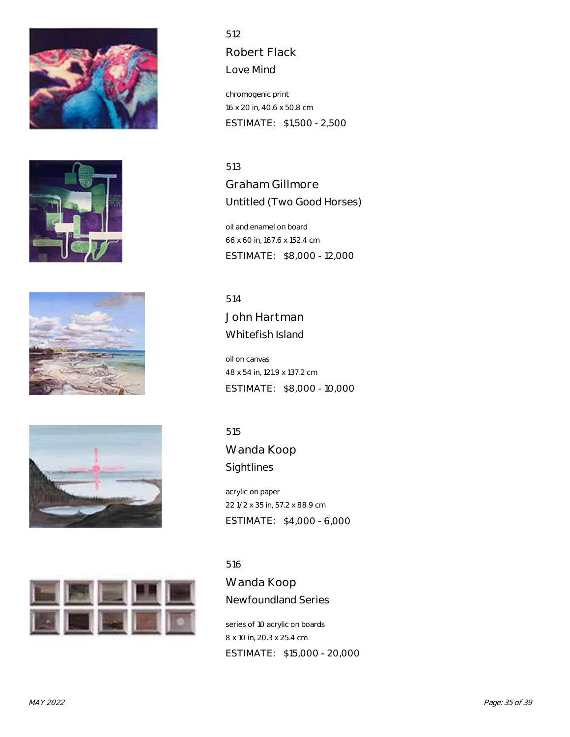512

## Robert Flack

### Love Mind

chromogenic print
16 x 20 in, 40.6 x 50.8 cm
ESTIMATE: $1,500 - 2,500

513

## Graham Gillmore

### Untitled (Two Good Horses)

oil and enamel on board
66 x 60 in, 167.6 x 152.4 cm
ESTIMATE: $8,000 - 12,000

514

## John Hartman

### Whitefish Island

oil on canvas
48 x 54 in, 121.9 x 137.2 cm
ESTIMATE: $8,000 - 10,000

515

## Wanda Koop

### Sightlines

acrylic on paper
22 1/2 x 35 in, 57.2 x 88.9 cm
ESTIMATE: $4,000 - 6,000

516

## Wanda Koop

### Newfoundland Series

series of 10 acrylic on boards
8 x 10 in, 20.3 x 25.4 cm
ESTIMATE: $15,000 - 20,000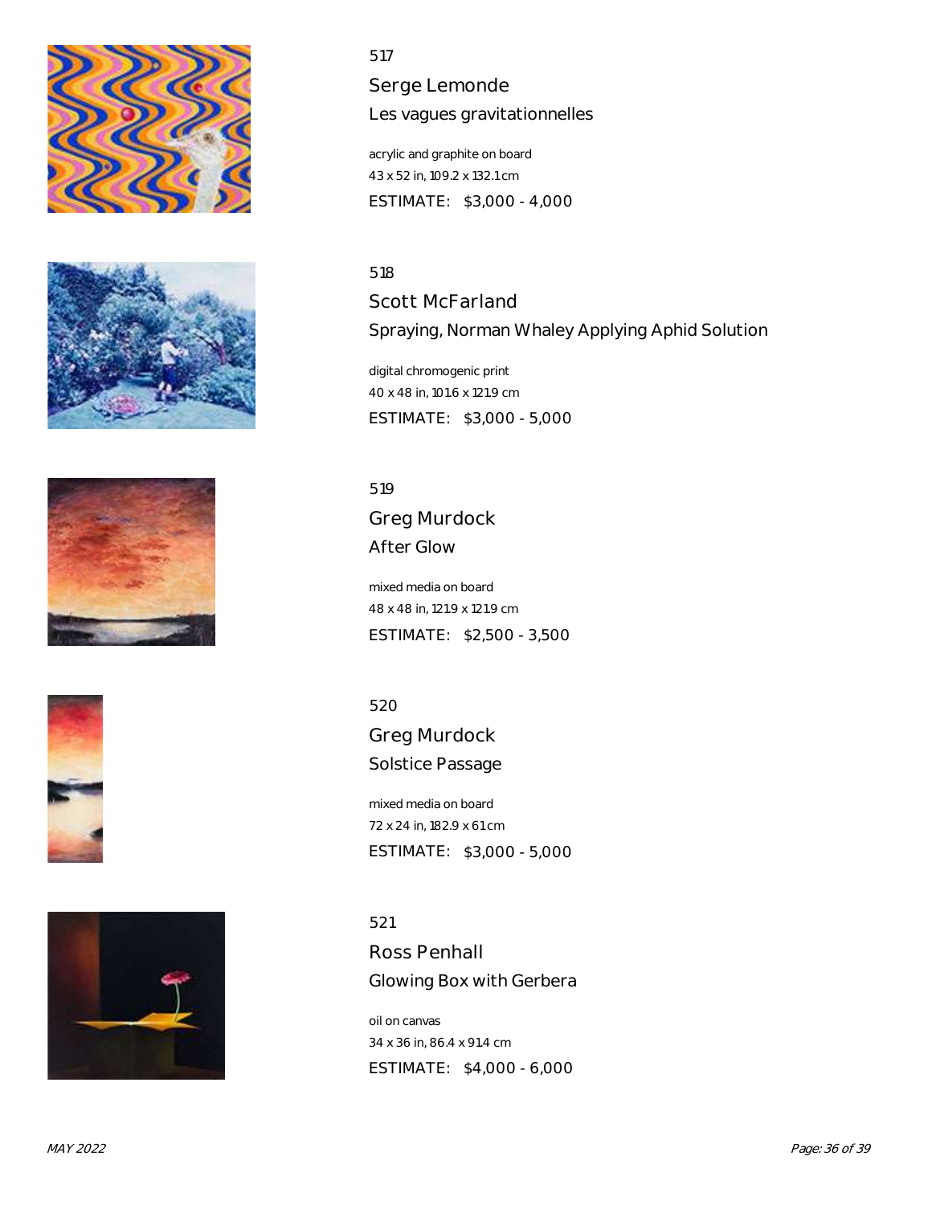517

## Serge Lemonde

### Les vagues gravitationnelles

acrylic and graphite on board
43 x 52 in, 109.2 x 132.1 cm
ESTIMATE: $3,000 - 4,000

518

## Scott McFarland

### Spraying, Norman Whaley Applying Aphid Solution

digital chromogenic print
40 x 48 in, 101.6 x 121.9 cm
ESTIMATE: $3,000 - 5,000

519

## Greg Murdock

### After Glow

mixed media on board
48 x 48 in, 121.9 x 121.9 cm
ESTIMATE: $2,500 - 3,500

520

## Greg Murdock

### Solstice Passage

mixed media on board
72 x 24 in, 182.9 x 61 cm
ESTIMATE: $3,000 - 5,000

521

## Ross Penhall

### Glowing Box with Gerbera

oil on canvas
34 x 36 in, 86.4 x 91.4 cm
ESTIMATE: $4,000 - 6,000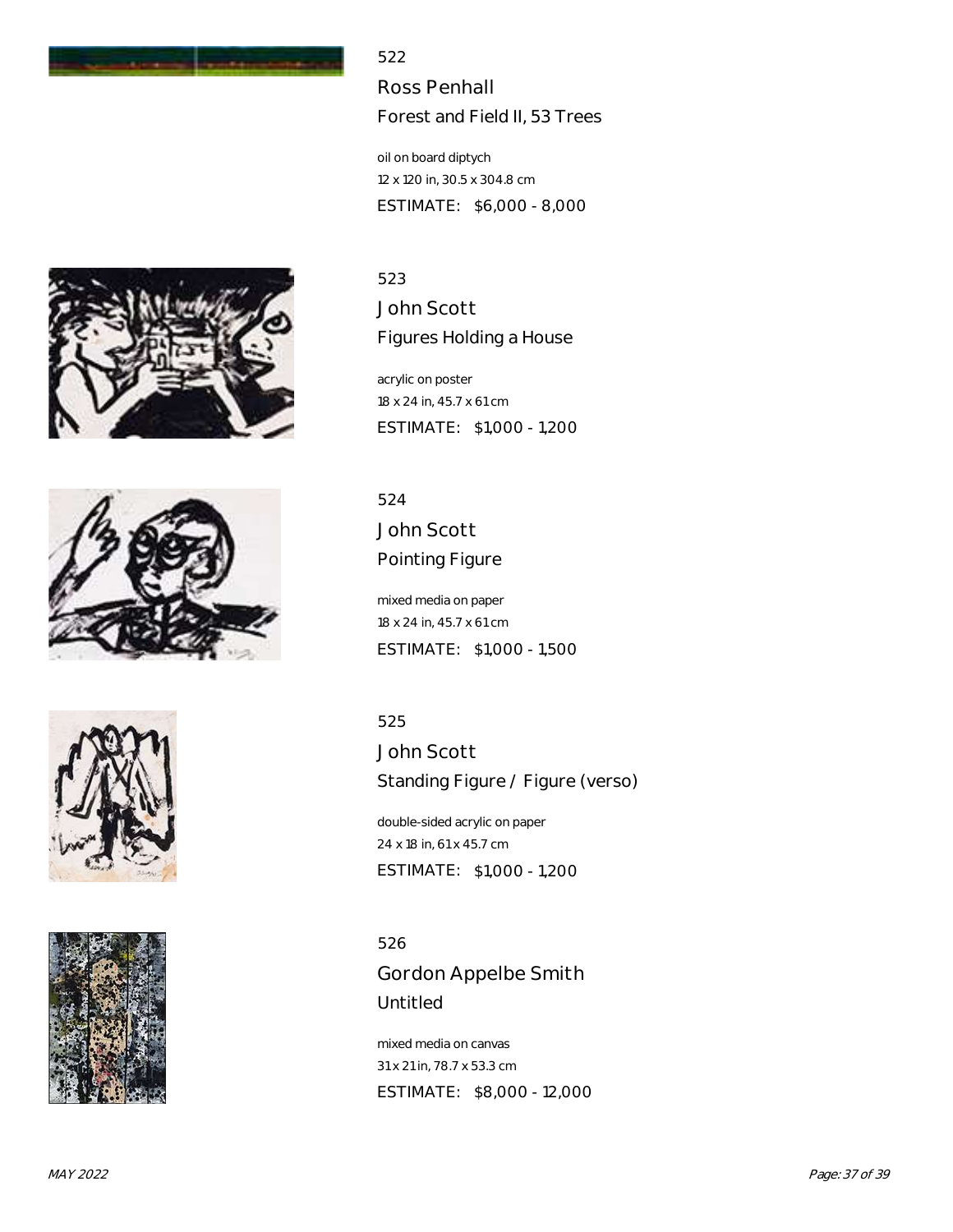522

## Ross Penhall

### Forest and Field II, 53 Trees

oil on board diptych
12 x 120 in, 30.5 x 304.8 cm
ESTIMATE: $6,000 - 8,000

523

## John Scott

### Figures Holding a House

acrylic on poster
18 x 24 in, 45.7 x 61 cm
ESTIMATE: $1,000 - 1,200

524

## John Scott

### Pointing Figure

mixed media on paper
18 x 24 in, 45.7 x 61 cm
ESTIMATE: $1,000 - 1,500

525

## John Scott

### Standing Figure / Figure (verso)

double-sided acrylic on paper
24 x 18 in, 61 x 45.7 cm
ESTIMATE: $1,000 - 1,200

526

## Gordon Appelbe Smith

### Untitled

mixed media on canvas
31 x 21 in, 78.7 x 53.3 cm
ESTIMATE: $8,000 - 12,000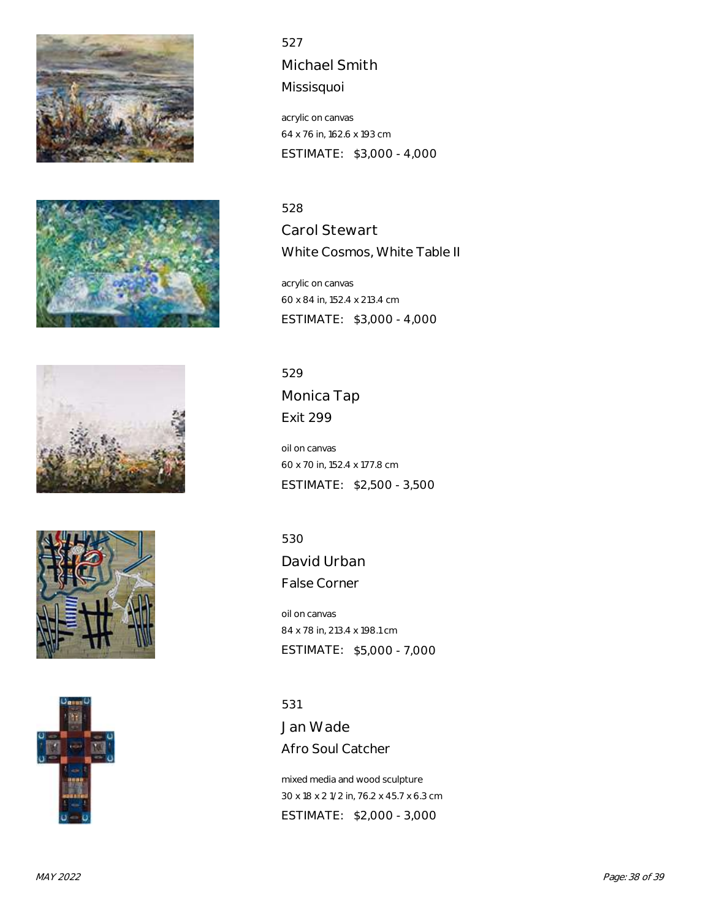527

## Michael Smith

### Missisquoi

acrylic on canvas
64 x 76 in, 162.6 x 193 cm
ESTIMATE: $3,000 - 4,000

528

## Carol Stewart

### White Cosmos, White Table II

acrylic on canvas
60 x 84 in, 152.4 x 213.4 cm
ESTIMATE: $3,000 - 4,000

529

## Monica Tap

### Exit 299

oil on canvas
60 x 70 in, 152.4 x 177.8 cm
ESTIMATE: $2,500 - 3,500

530

## David Urban

### False Corner

oil on canvas
84 x 78 in, 213.4 x 198.1 cm
ESTIMATE: $5,000 - 7,000

531

## Jan Wade

### Afro Soul Catcher

mixed media and wood sculpture
30 x 18 x 2 1/2 in, 76.2 x 45.7 x 6.3 cm
ESTIMATE: $2,000 - 3,000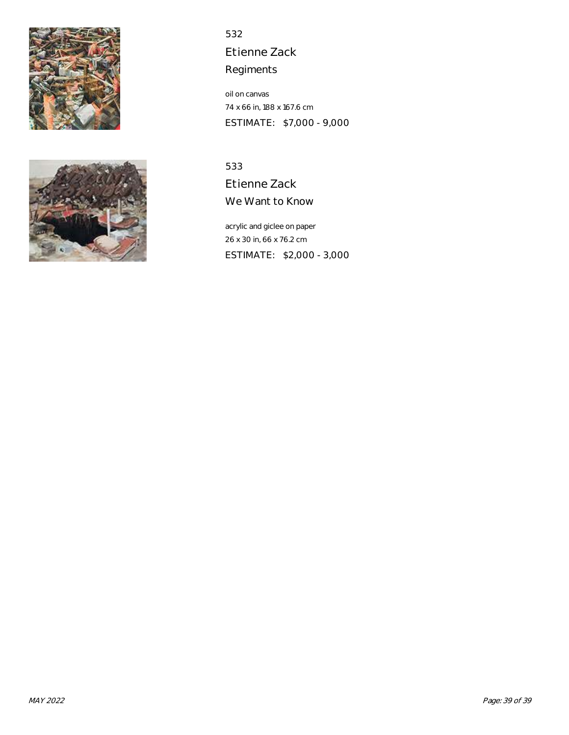532

## Etienne Zack

### Regiments

oil on canvas

74 x 66 in, 188 x 167.6 cm

ESTIMATE: $7,000 - 9,000

533

## Etienne Zack

### We Want to Know

acrylic and giclee on paper

26 x 30 in, 66 x 76.2 cm

ESTIMATE: $2,000 - 3,000